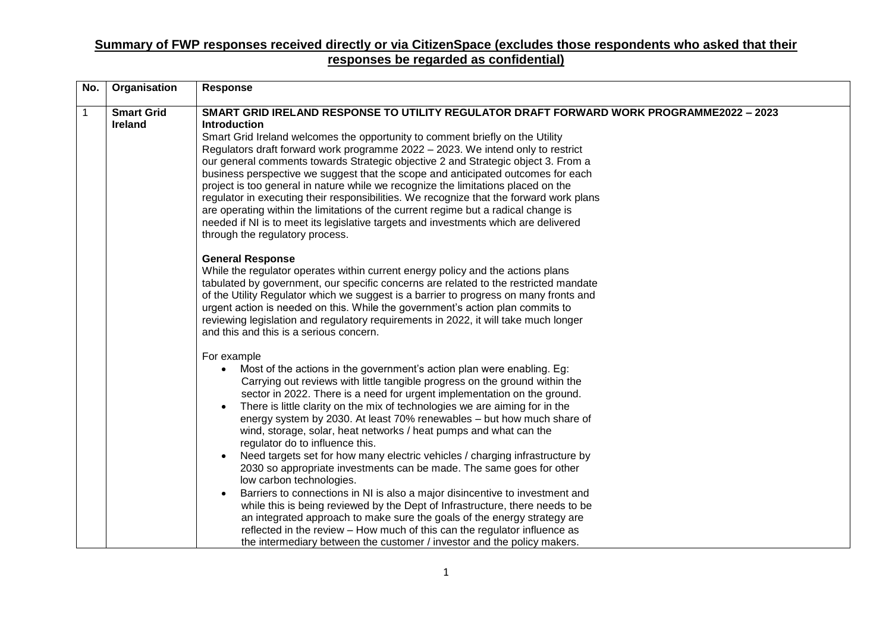## Summary of FWP responses received directly or via CitizenSpace (excludes those respondents who asked that their responses be regarded as confidential)

| No. | Organisation | Response |
|---|---|---|
| 1 | **Smart Grid Ireland** | **SMART GRID IRELAND RESPONSE TO UTILITY REGULATOR DRAFT FORWARD WORK PROGRAMME2022 – 2023**<br>**Introduction**<br>Smart Grid Ireland welcomes the opportunity to comment briefly on the Utility Regulators draft forward work programme 2022 – 2023. We intend only to restrict our general comments towards Strategic objective 2 and Strategic object 3. From a business perspective we suggest that the scope and anticipated outcomes for each project is too general in nature while we recognize the limitations placed on the regulator in executing their responsibilities. We recognize that the forward work plans are operating within the limitations of the current regime but a radical change is needed if NI is to meet its legislative targets and investments which are delivered through the regulatory process.<br><br>**General Response**<br>While the regulator operates within current energy policy and the actions plans tabulated by government, our specific concerns are related to the restricted mandate of the Utility Regulator which we suggest is a barrier to progress on many fronts and urgent action is needed on this. While the government's action plan commits to reviewing legislation and regulatory requirements in 2022, it will take much longer and this and this is a serious concern.<br><br>For example<br>• Most of the actions in the government's action plan were enabling. Eg: Carrying out reviews with little tangible progress on the ground within the sector in 2022. There is a need for urgent implementation on the ground.<br>• There is little clarity on the mix of technologies we are aiming for in the energy system by 2030. At least 70% renewables – but how much share of wind, storage, solar, heat networks / heat pumps and what can the regulator do to influence this.<br>• Need targets set for how many electric vehicles / charging infrastructure by 2030 so appropriate investments can be made. The same goes for other low carbon technologies.<br>• Barriers to connections in NI is also a major disincentive to investment and while this is being reviewed by the Dept of Infrastructure, there needs to be an integrated approach to make sure the goals of the energy strategy are reflected in the review – How much of this can the regulator influence as the intermediary between the customer / investor and the policy makers. |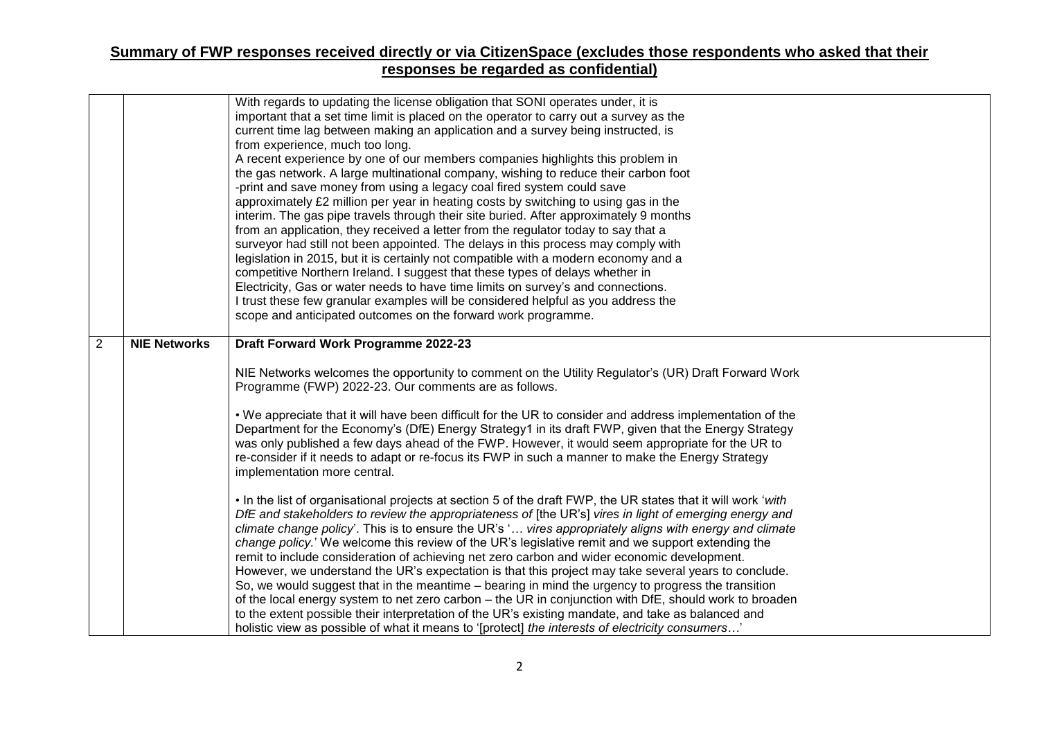## Summary of FWP responses received directly or via CitizenSpace (excludes those respondents who asked that their responses be regarded as confidential)

| | | |
|---|---|---|
| | | With regards to updating the license obligation that SONI operates under, it is important that a set time limit is placed on the operator to carry out a survey as the current time lag between making an application and a survey being instructed, is from experience, much too long.<br>A recent experience by one of our members companies highlights this problem in the gas network. A large multinational company, wishing to reduce their carbon foot -print and save money from using a legacy coal fired system could save approximately £2 million per year in heating costs by switching to using gas in the interim. The gas pipe travels through their site buried. After approximately 9 months from an application, they received a letter from the regulator today to say that a surveyor had still not been appointed. The delays in this process may comply with legislation in 2015, but it is certainly not compatible with a modern economy and a competitive Northern Ireland. I suggest that these types of delays whether in Electricity, Gas or water needs to have time limits on survey's and connections.<br>I trust these few granular examples will be considered helpful as you address the scope and anticipated outcomes on the forward work programme. |
| 2 | **NIE Networks** | **Draft Forward Work Programme 2022-23**<br><br>NIE Networks welcomes the opportunity to comment on the Utility Regulator's (UR) Draft Forward Work Programme (FWP) 2022-23. Our comments are as follows.<br><br>• We appreciate that it will have been difficult for the UR to consider and address implementation of the Department for the Economy's (DfE) Energy Strategy1 in its draft FWP, given that the Energy Strategy was only published a few days ahead of the FWP. However, it would seem appropriate for the UR to re-consider if it needs to adapt or re-focus its FWP in such a manner to make the Energy Strategy implementation more central.<br><br>• In the list of organisational projects at section 5 of the draft FWP, the UR states that it will work '*with DfE and stakeholders to review the appropriateness of* [the UR's] *vires in light of emerging energy and climate change policy*'. This is to ensure the UR's '*… vires appropriately aligns with energy and climate change policy.*' We welcome this review of the UR's legislative remit and we support extending the remit to include consideration of achieving net zero carbon and wider economic development. However, we understand the UR's expectation is that this project may take several years to conclude. So, we would suggest that in the meantime – bearing in mind the urgency to progress the transition of the local energy system to net zero carbon – the UR in conjunction with DfE, should work to broaden to the extent possible their interpretation of the UR's existing mandate, and take as balanced and holistic view as possible of what it means to '[protect] *the interests of electricity consumers…*' |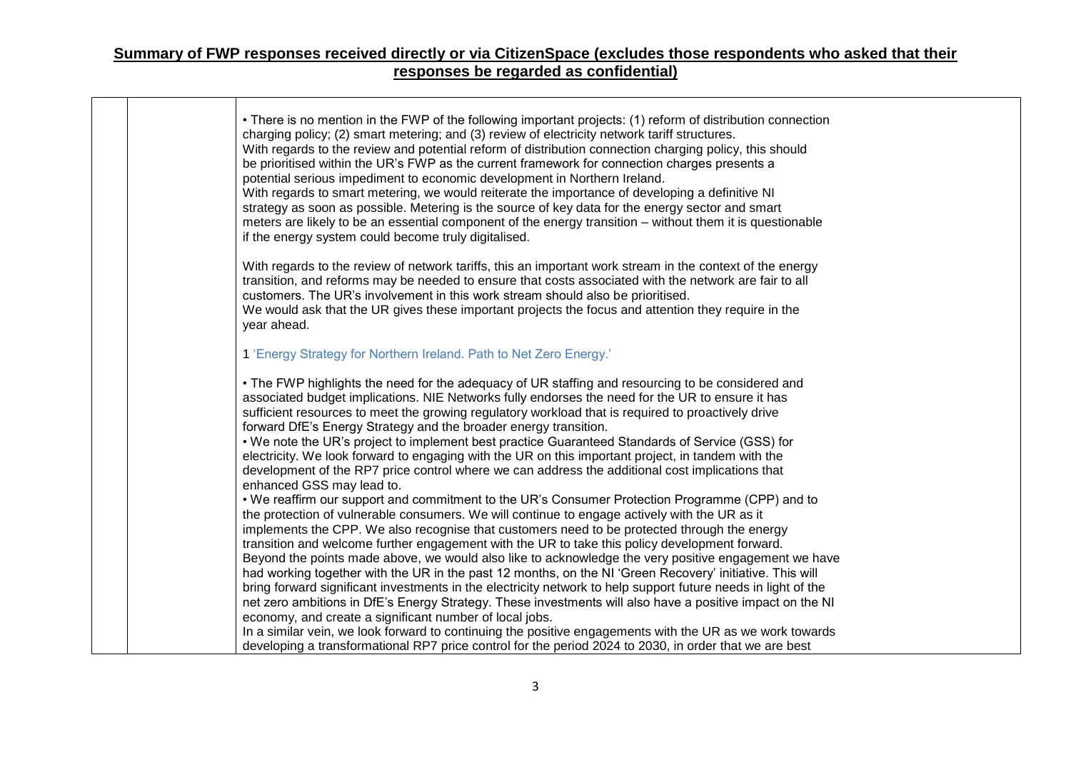## Summary of FWP responses received directly or via CitizenSpace (excludes those respondents who asked that their responses be regarded as confidential)

| | | |
|---|---|---|
| | | • There is no mention in the FWP of the following important projects: (1) reform of distribution connection charging policy; (2) smart metering; and (3) review of electricity network tariff structures.<br>With regards to the review and potential reform of distribution connection charging policy, this should be prioritised within the UR's FWP as the current framework for connection charges presents a potential serious impediment to economic development in Northern Ireland.<br>With regards to smart metering, we would reiterate the importance of developing a definitive NI strategy as soon as possible. Metering is the source of key data for the energy sector and smart meters are likely to be an essential component of the energy transition – without them it is questionable if the energy system could become truly digitalised.<br><br>With regards to the review of network tariffs, this an important work stream in the context of the energy transition, and reforms may be needed to ensure that costs associated with the network are fair to all customers. The UR's involvement in this work stream should also be prioritised.<br>We would ask that the UR gives these important projects the focus and attention they require in the year ahead.<br><br>1 'Energy Strategy for Northern Ireland. Path to Net Zero Energy.'<br><br>• The FWP highlights the need for the adequacy of UR staffing and resourcing to be considered and associated budget implications. NIE Networks fully endorses the need for the UR to ensure it has sufficient resources to meet the growing regulatory workload that is required to proactively drive forward DfE's Energy Strategy and the broader energy transition.<br>• We note the UR's project to implement best practice Guaranteed Standards of Service (GSS) for electricity. We look forward to engaging with the UR on this important project, in tandem with the development of the RP7 price control where we can address the additional cost implications that enhanced GSS may lead to.<br>• We reaffirm our support and commitment to the UR's Consumer Protection Programme (CPP) and to the protection of vulnerable consumers. We will continue to engage actively with the UR as it implements the CPP. We also recognise that customers need to be protected through the energy transition and welcome further engagement with the UR to take this policy development forward.<br>Beyond the points made above, we would also like to acknowledge the very positive engagement we have had working together with the UR in the past 12 months, on the NI 'Green Recovery' initiative. This will bring forward significant investments in the electricity network to help support future needs in light of the net zero ambitions in DfE's Energy Strategy. These investments will also have a positive impact on the NI economy, and create a significant number of local jobs.<br>In a similar vein, we look forward to continuing the positive engagements with the UR as we work towards developing a transformational RP7 price control for the period 2024 to 2030, in order that we are best |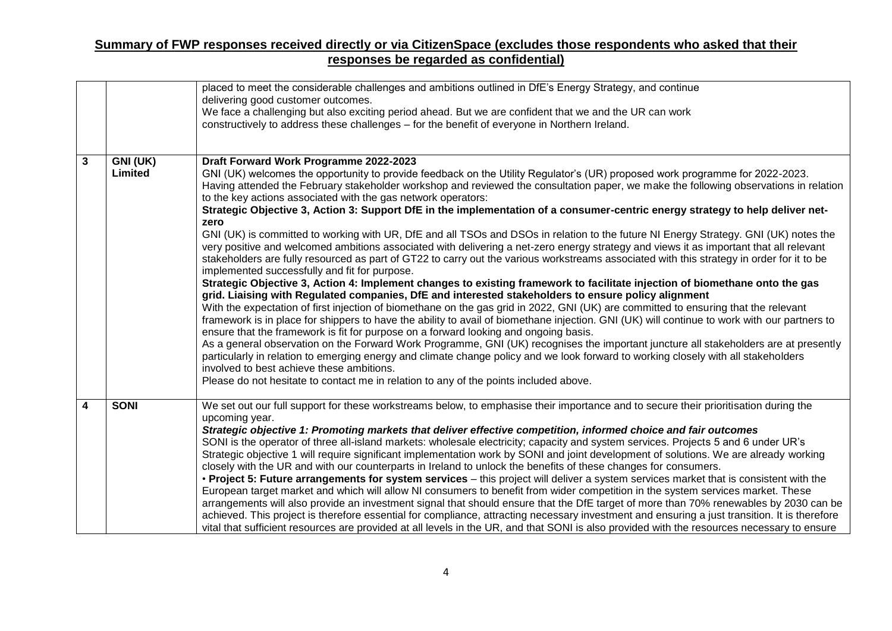## Summary of FWP responses received directly or via CitizenSpace (excludes those respondents who asked that their responses be regarded as confidential)

| | | |
|---|---|---|
| | | placed to meet the considerable challenges and ambitions outlined in DfE's Energy Strategy, and continue delivering good customer outcomes.<br>We face a challenging but also exciting period ahead. But we are confident that we and the UR can work constructively to address these challenges – for the benefit of everyone in Northern Ireland. |
| **3** | **GNI (UK) Limited** | **Draft Forward Work Programme 2022-2023**<br>GNI (UK) welcomes the opportunity to provide feedback on the Utility Regulator's (UR) proposed work programme for 2022-2023. Having attended the February stakeholder workshop and reviewed the consultation paper, we make the following observations in relation to the key actions associated with the gas network operators:<br>**Strategic Objective 3, Action 3: Support DfE in the implementation of a consumer-centric energy strategy to help deliver net-zero**<br>GNI (UK) is committed to working with UR, DfE and all TSOs and DSOs in relation to the future NI Energy Strategy. GNI (UK) notes the very positive and welcomed ambitions associated with delivering a net-zero energy strategy and views it as important that all relevant stakeholders are fully resourced as part of GT22 to carry out the various workstreams associated with this strategy in order for it to be implemented successfully and fit for purpose.<br>**Strategic Objective 3, Action 4: Implement changes to existing framework to facilitate injection of biomethane onto the gas grid. Liaising with Regulated companies, DfE and interested stakeholders to ensure policy alignment**<br>With the expectation of first injection of biomethane on the gas grid in 2022, GNI (UK) are committed to ensuring that the relevant framework is in place for shippers to have the ability to avail of biomethane injection. GNI (UK) will continue to work with our partners to ensure that the framework is fit for purpose on a forward looking and ongoing basis.<br>As a general observation on the Forward Work Programme, GNI (UK) recognises the important juncture all stakeholders are at presently particularly in relation to emerging energy and climate change policy and we look forward to working closely with all stakeholders involved to best achieve these ambitions.<br>Please do not hesitate to contact me in relation to any of the points included above. |
| **4** | **SONI** | We set out our full support for these workstreams below, to emphasise their importance and to secure their prioritisation during the upcoming year.<br>***Strategic objective 1: Promoting markets that deliver effective competition, informed choice and fair outcomes***<br>SONI is the operator of three all-island markets: wholesale electricity; capacity and system services. Projects 5 and 6 under UR's Strategic objective 1 will require significant implementation work by SONI and joint development of solutions. We are already working closely with the UR and with our counterparts in Ireland to unlock the benefits of these changes for consumers.<br>• **Project 5: Future arrangements for system services** – this project will deliver a system services market that is consistent with the European target market and which will allow NI consumers to benefit from wider competition in the system services market. These arrangements will also provide an investment signal that should ensure that the DfE target of more than 70% renewables by 2030 can be achieved. This project is therefore essential for compliance, attracting necessary investment and ensuring a just transition. It is therefore vital that sufficient resources are provided at all levels in the UR, and that SONI is also provided with the resources necessary to ensure |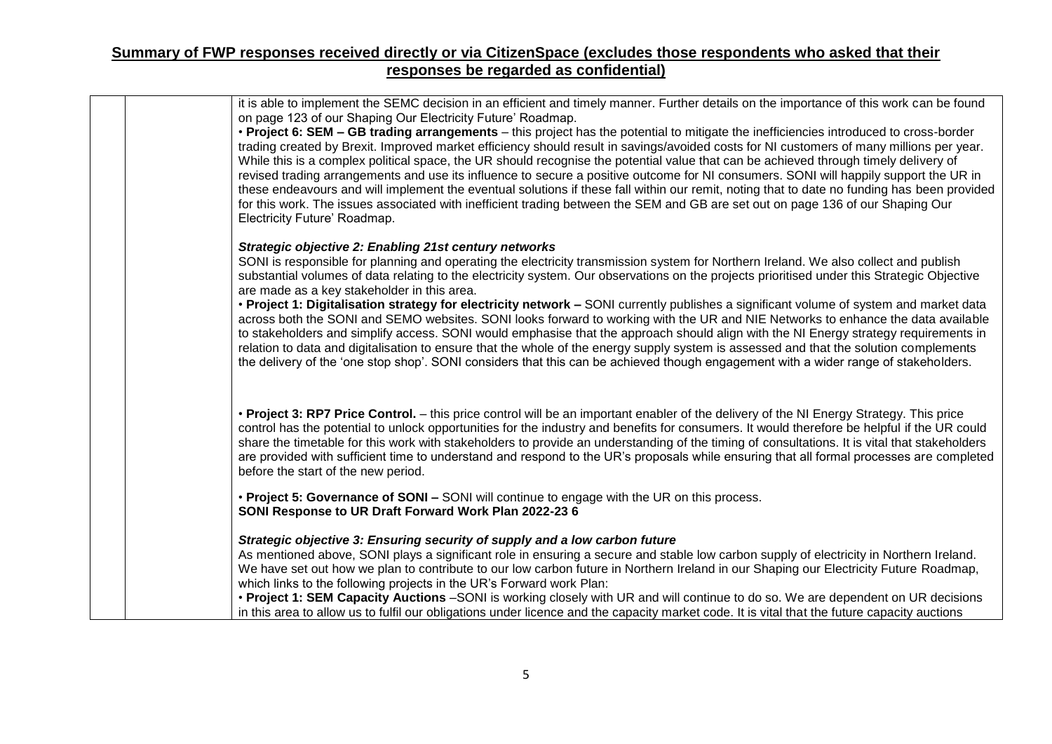## Summary of FWP responses received directly or via CitizenSpace (excludes those respondents who asked that their responses be regarded as confidential)

| | | |
|---|---|---|
| | | it is able to implement the SEMC decision in an efficient and timely manner. Further details on the importance of this work can be found on page 123 of our Shaping Our Electricity Future' Roadmap.<br>• **Project 6: SEM – GB trading arrangements** – this project has the potential to mitigate the inefficiencies introduced to cross-border trading created by Brexit. Improved market efficiency should result in savings/avoided costs for NI customers of many millions per year. While this is a complex political space, the UR should recognise the potential value that can be achieved through timely delivery of revised trading arrangements and use its influence to secure a positive outcome for NI consumers. SONI will happily support the UR in these endeavours and will implement the eventual solutions if these fall within our remit, noting that to date no funding has been provided for this work. The issues associated with inefficient trading between the SEM and GB are set out on page 136 of our Shaping Our Electricity Future' Roadmap.<br><br>***Strategic objective 2: Enabling 21st century networks***<br>SONI is responsible for planning and operating the electricity transmission system for Northern Ireland. We also collect and publish substantial volumes of data relating to the electricity system. Our observations on the projects prioritised under this Strategic Objective are made as a key stakeholder in this area.<br>• **Project 1: Digitalisation strategy for electricity network –** SONI currently publishes a significant volume of system and market data across both the SONI and SEMO websites. SONI looks forward to working with the UR and NIE Networks to enhance the data available to stakeholders and simplify access. SONI would emphasise that the approach should align with the NI Energy strategy requirements in relation to data and digitalisation to ensure that the whole of the energy supply system is assessed and that the solution complements the delivery of the 'one stop shop'. SONI considers that this can be achieved though engagement with a wider range of stakeholders.<br><br>• **Project 3: RP7 Price Control.** – this price control will be an important enabler of the delivery of the NI Energy Strategy. This price control has the potential to unlock opportunities for the industry and benefits for consumers. It would therefore be helpful if the UR could share the timetable for this work with stakeholders to provide an understanding of the timing of consultations. It is vital that stakeholders are provided with sufficient time to understand and respond to the UR's proposals while ensuring that all formal processes are completed before the start of the new period.<br><br>• **Project 5: Governance of SONI –** SONI will continue to engage with the UR on this process.<br>**SONI Response to UR Draft Forward Work Plan 2022-23 6**<br><br>***Strategic objective 3: Ensuring security of supply and a low carbon future***<br>As mentioned above, SONI plays a significant role in ensuring a secure and stable low carbon supply of electricity in Northern Ireland. We have set out how we plan to contribute to our low carbon future in Northern Ireland in our Shaping our Electricity Future Roadmap, which links to the following projects in the UR's Forward work Plan:<br>• **Project 1: SEM Capacity Auctions** –SONI is working closely with UR and will continue to do so. We are dependent on UR decisions in this area to allow us to fulfil our obligations under licence and the capacity market code. It is vital that the future capacity auctions |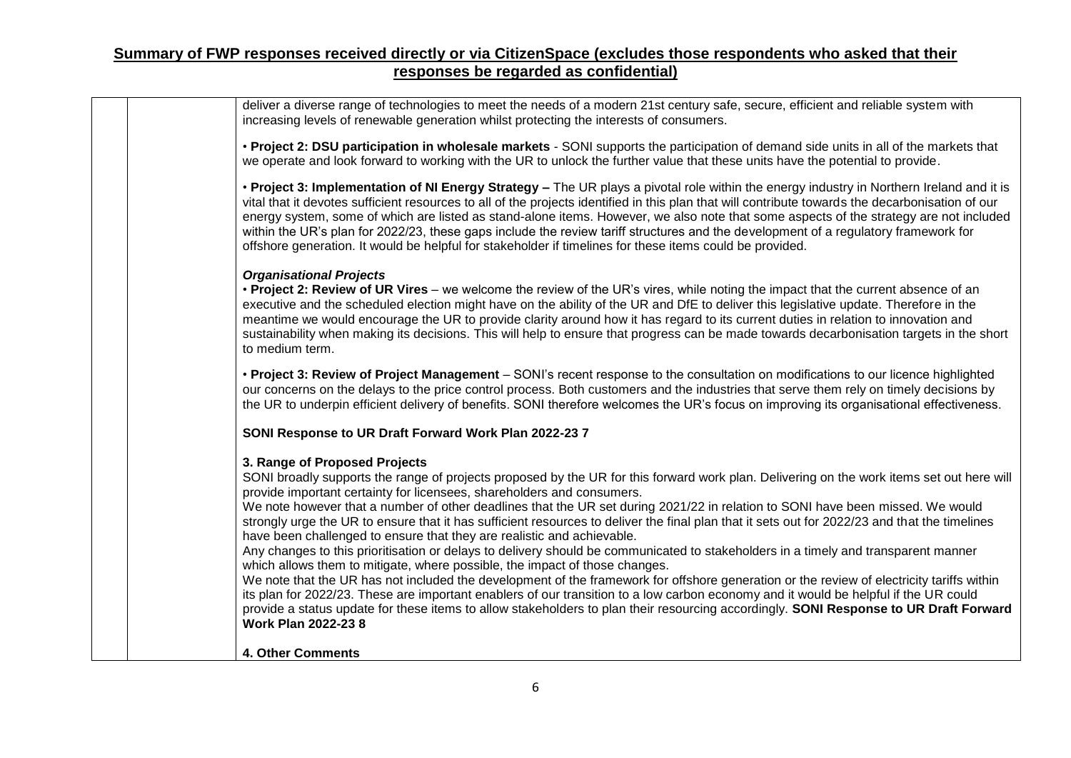| | | |
|---|---|---|
| | | deliver a diverse range of technologies to meet the needs of a modern 21st century safe, secure, efficient and reliable system with increasing levels of renewable generation whilst protecting the interests of consumers.<br><br>• **Project 2: DSU participation in wholesale markets** - SONI supports the participation of demand side units in all of the markets that we operate and look forward to working with the UR to unlock the further value that these units have the potential to provide.<br><br>• **Project 3: Implementation of NI Energy Strategy –** The UR plays a pivotal role within the energy industry in Northern Ireland and it is vital that it devotes sufficient resources to all of the projects identified in this plan that will contribute towards the decarbonisation of our energy system, some of which are listed as stand-alone items. However, we also note that some aspects of the strategy are not included within the UR's plan for 2022/23, these gaps include the review tariff structures and the development of a regulatory framework for offshore generation. It would be helpful for stakeholder if timelines for these items could be provided.<br><br>***Organisational Projects***<br>• **Project 2: Review of UR Vires** – we welcome the review of the UR's vires, while noting the impact that the current absence of an executive and the scheduled election might have on the ability of the UR and DfE to deliver this legislative update. Therefore in the meantime we would encourage the UR to provide clarity around how it has regard to its current duties in relation to innovation and sustainability when making its decisions. This will help to ensure that progress can be made towards decarbonisation targets in the short to medium term.<br><br>• **Project 3: Review of Project Management** – SONI's recent response to the consultation on modifications to our licence highlighted our concerns on the delays to the price control process. Both customers and the industries that serve them rely on timely decisions by the UR to underpin efficient delivery of benefits. SONI therefore welcomes the UR's focus on improving its organisational effectiveness.<br><br>**SONI Response to UR Draft Forward Work Plan 2022-23 7**<br><br>**3. Range of Proposed Projects**<br>SONI broadly supports the range of projects proposed by the UR for this forward work plan. Delivering on the work items set out here will provide important certainty for licensees, shareholders and consumers.<br>We note however that a number of other deadlines that the UR set during 2021/22 in relation to SONI have been missed. We would strongly urge the UR to ensure that it has sufficient resources to deliver the final plan that it sets out for 2022/23 and that the timelines have been challenged to ensure that they are realistic and achievable.<br>Any changes to this prioritisation or delays to delivery should be communicated to stakeholders in a timely and transparent manner which allows them to mitigate, where possible, the impact of those changes.<br>We note that the UR has not included the development of the framework for offshore generation or the review of electricity tariffs within its plan for 2022/23. These are important enablers of our transition to a low carbon economy and it would be helpful if the UR could provide a status update for these items to allow stakeholders to plan their resourcing accordingly. **SONI Response to UR Draft Forward Work Plan 2022-23 8**<br><br>**4. Other Comments** |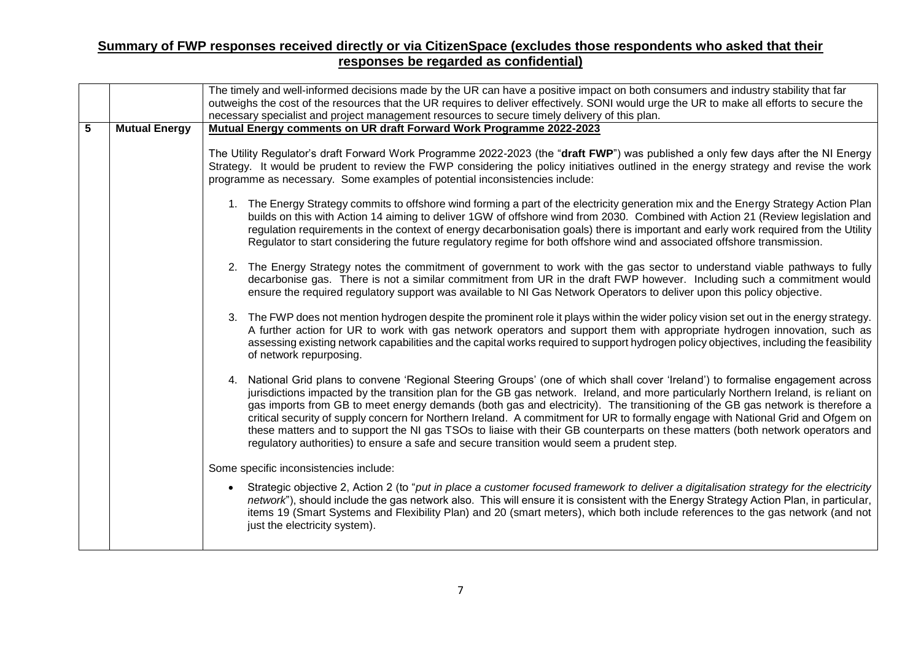## Summary of FWP responses received directly or via CitizenSpace (excludes those respondents who asked that their responses be regarded as confidential)

| | | |
|---|---|---|
| | | The timely and well-informed decisions made by the UR can have a positive impact on both consumers and industry stability that far outweighs the cost of the resources that the UR requires to deliver effectively. SONI would urge the UR to make all efforts to secure the necessary specialist and project management resources to secure timely delivery of this plan. |
| **5** | **Mutual Energy** | **Mutual Energy comments on UR draft Forward Work Programme 2022-2023**<br><br>The Utility Regulator's draft Forward Work Programme 2022-2023 (the "**draft FWP**") was published a only few days after the NI Energy Strategy. It would be prudent to review the FWP considering the policy initiatives outlined in the energy strategy and revise the work programme as necessary. Some examples of potential inconsistencies include:<br><br>1. The Energy Strategy commits to offshore wind forming a part of the electricity generation mix and the Energy Strategy Action Plan builds on this with Action 14 aiming to deliver 1GW of offshore wind from 2030. Combined with Action 21 (Review legislation and regulation requirements in the context of energy decarbonisation goals) there is important and early work required from the Utility Regulator to start considering the future regulatory regime for both offshore wind and associated offshore transmission.<br><br>2. The Energy Strategy notes the commitment of government to work with the gas sector to understand viable pathways to fully decarbonise gas. There is not a similar commitment from UR in the draft FWP however. Including such a commitment would ensure the required regulatory support was available to NI Gas Network Operators to deliver upon this policy objective.<br><br>3. The FWP does not mention hydrogen despite the prominent role it plays within the wider policy vision set out in the energy strategy. A further action for UR to work with gas network operators and support them with appropriate hydrogen innovation, such as assessing existing network capabilities and the capital works required to support hydrogen policy objectives, including the feasibility of network repurposing.<br><br>4. National Grid plans to convene 'Regional Steering Groups' (one of which shall cover 'Ireland') to formalise engagement across jurisdictions impacted by the transition plan for the GB gas network. Ireland, and more particularly Northern Ireland, is reliant on gas imports from GB to meet energy demands (both gas and electricity). The transitioning of the GB gas network is therefore a critical security of supply concern for Northern Ireland. A commitment for UR to formally engage with National Grid and Ofgem on these matters and to support the NI gas TSOs to liaise with their GB counterparts on these matters (both network operators and regulatory authorities) to ensure a safe and secure transition would seem a prudent step.<br><br>Some specific inconsistencies include:<br><br>• Strategic objective 2, Action 2 (to "*put in place a customer focused framework to deliver a digitalisation strategy for the electricity network*"), should include the gas network also. This will ensure it is consistent with the Energy Strategy Action Plan, in particular, items 19 (Smart Systems and Flexibility Plan) and 20 (smart meters), which both include references to the gas network (and not just the electricity system). |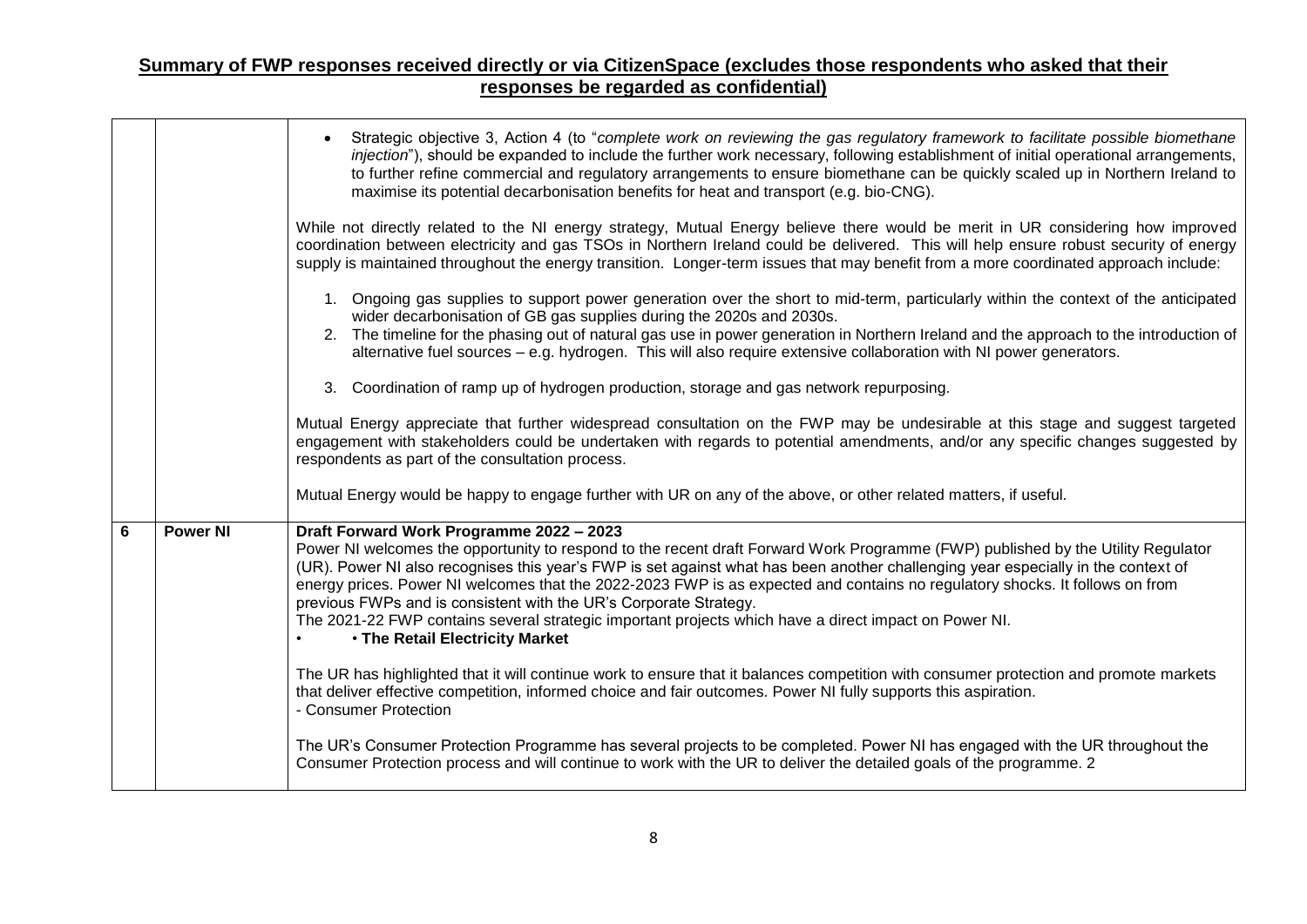## Summary of FWP responses received directly or via CitizenSpace (excludes those respondents who asked that their responses be regarded as confidential)

| | | |
|---|---|---|
| | | • Strategic objective 3, Action 4 (to "*complete work on reviewing the gas regulatory framework to facilitate possible biomethane injection*"), should be expanded to include the further work necessary, following establishment of initial operational arrangements, to further refine commercial and regulatory arrangements to ensure biomethane can be quickly scaled up in Northern Ireland to maximise its potential decarbonisation benefits for heat and transport (e.g. bio-CNG).<br><br>While not directly related to the NI energy strategy, Mutual Energy believe there would be merit in UR considering how improved coordination between electricity and gas TSOs in Northern Ireland could be delivered. This will help ensure robust security of energy supply is maintained throughout the energy transition. Longer-term issues that may benefit from a more coordinated approach include:<br><br>1. Ongoing gas supplies to support power generation over the short to mid-term, particularly within the context of the anticipated wider decarbonisation of GB gas supplies during the 2020s and 2030s.<br>2. The timeline for the phasing out of natural gas use in power generation in Northern Ireland and the approach to the introduction of alternative fuel sources – e.g. hydrogen. This will also require extensive collaboration with NI power generators.<br><br>3. Coordination of ramp up of hydrogen production, storage and gas network repurposing.<br><br>Mutual Energy appreciate that further widespread consultation on the FWP may be undesirable at this stage and suggest targeted engagement with stakeholders could be undertaken with regards to potential amendments, and/or any specific changes suggested by respondents as part of the consultation process.<br><br>Mutual Energy would be happy to engage further with UR on any of the above, or other related matters, if useful. |
| **6** | **Power NI** | **Draft Forward Work Programme 2022 – 2023**<br>Power NI welcomes the opportunity to respond to the recent draft Forward Work Programme (FWP) published by the Utility Regulator (UR). Power NI also recognises this year's FWP is set against what has been another challenging year especially in the context of energy prices. Power NI welcomes that the 2022-2023 FWP is as expected and contains no regulatory shocks. It follows on from previous FWPs and is consistent with the UR's Corporate Strategy.<br>The 2021-22 FWP contains several strategic important projects which have a direct impact on Power NI.<br>• • **The Retail Electricity Market**<br><br>The UR has highlighted that it will continue work to ensure that it balances competition with consumer protection and promote markets that deliver effective competition, informed choice and fair outcomes. Power NI fully supports this aspiration.<br>- Consumer Protection<br><br>The UR's Consumer Protection Programme has several projects to be completed. Power NI has engaged with the UR throughout the Consumer Protection process and will continue to work with the UR to deliver the detailed goals of the programme. 2 |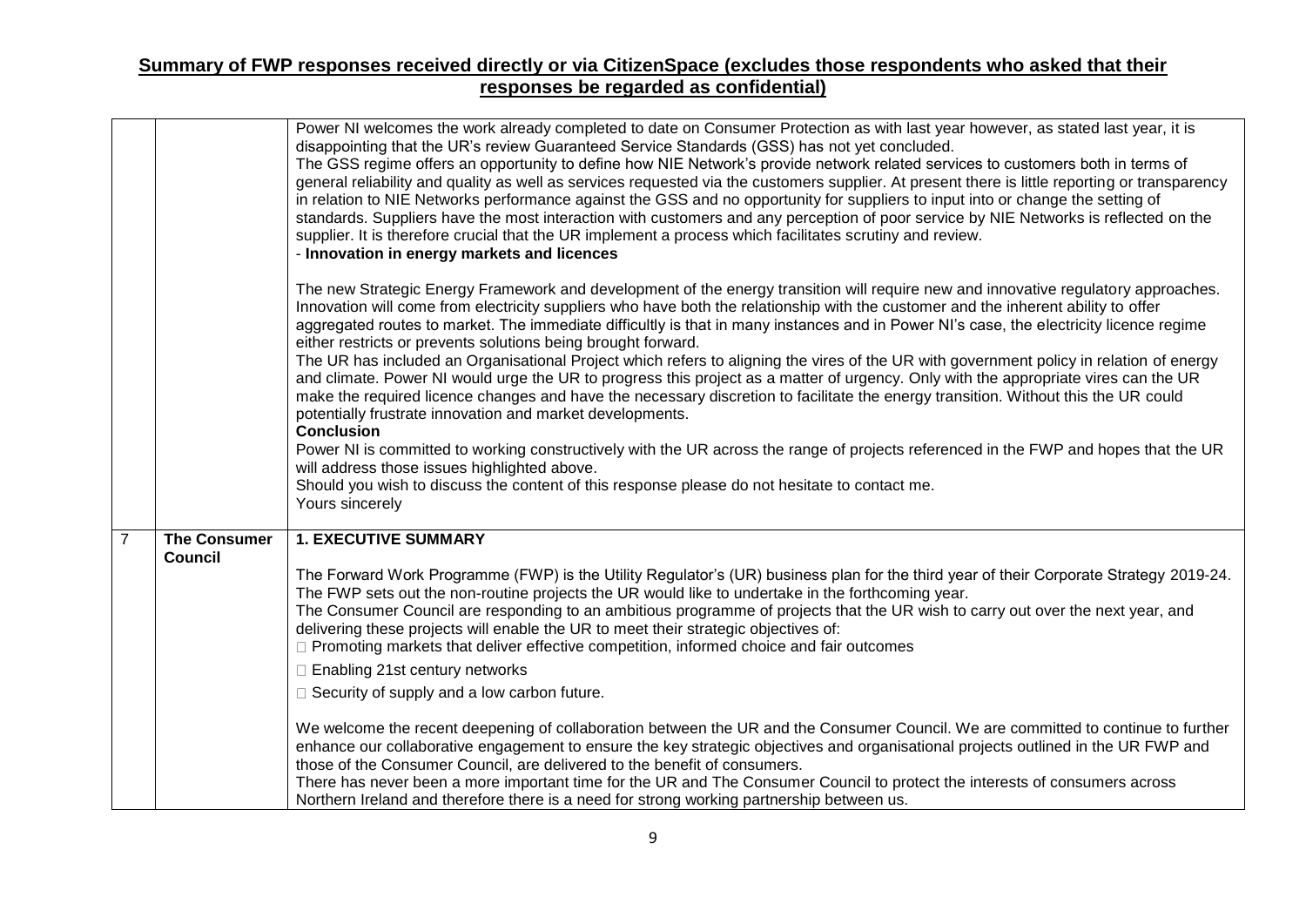## Summary of FWP responses received directly or via CitizenSpace (excludes those respondents who asked that their responses be regarded as confidential)

| | | |
|---|---|---|
| | | Power NI welcomes the work already completed to date on Consumer Protection as with last year however, as stated last year, it is disappointing that the UR's review Guaranteed Service Standards (GSS) has not yet concluded.<br>The GSS regime offers an opportunity to define how NIE Network's provide network related services to customers both in terms of general reliability and quality as well as services requested via the customers supplier. At present there is little reporting or transparency in relation to NIE Networks performance against the GSS and no opportunity for suppliers to input into or change the setting of standards. Suppliers have the most interaction with customers and any perception of poor service by NIE Networks is reflected on the supplier. It is therefore crucial that the UR implement a process which facilitates scrutiny and review.<br>- **Innovation in energy markets and licences**<br><br>The new Strategic Energy Framework and development of the energy transition will require new and innovative regulatory approaches. Innovation will come from electricity suppliers who have both the relationship with the customer and the inherent ability to offer aggregated routes to market. The immediate difficultly is that in many instances and in Power NI's case, the electricity licence regime either restricts or prevents solutions being brought forward.<br>The UR has included an Organisational Project which refers to aligning the vires of the UR with government policy in relation of energy and climate. Power NI would urge the UR to progress this project as a matter of urgency. Only with the appropriate vires can the UR make the required licence changes and have the necessary discretion to facilitate the energy transition. Without this the UR could potentially frustrate innovation and market developments.<br>**Conclusion**<br>Power NI is committed to working constructively with the UR across the range of projects referenced in the FWP and hopes that the UR will address those issues highlighted above.<br>Should you wish to discuss the content of this response please do not hesitate to contact me.<br>Yours sincerely |
| 7 | **The Consumer Council** | **1. EXECUTIVE SUMMARY**<br><br>The Forward Work Programme (FWP) is the Utility Regulator's (UR) business plan for the third year of their Corporate Strategy 2019-24. The FWP sets out the non-routine projects the UR would like to undertake in the forthcoming year.<br>The Consumer Council are responding to an ambitious programme of projects that the UR wish to carry out over the next year, and delivering these projects will enable the UR to meet their strategic objectives of:<br>- Promoting markets that deliver effective competition, informed choice and fair outcomes<br>- Enabling 21st century networks<br>- Security of supply and a low carbon future.<br><br>We welcome the recent deepening of collaboration between the UR and the Consumer Council. We are committed to continue to further enhance our collaborative engagement to ensure the key strategic objectives and organisational projects outlined in the UR FWP and those of the Consumer Council, are delivered to the benefit of consumers.<br>There has never been a more important time for the UR and The Consumer Council to protect the interests of consumers across Northern Ireland and therefore there is a need for strong working partnership between us. |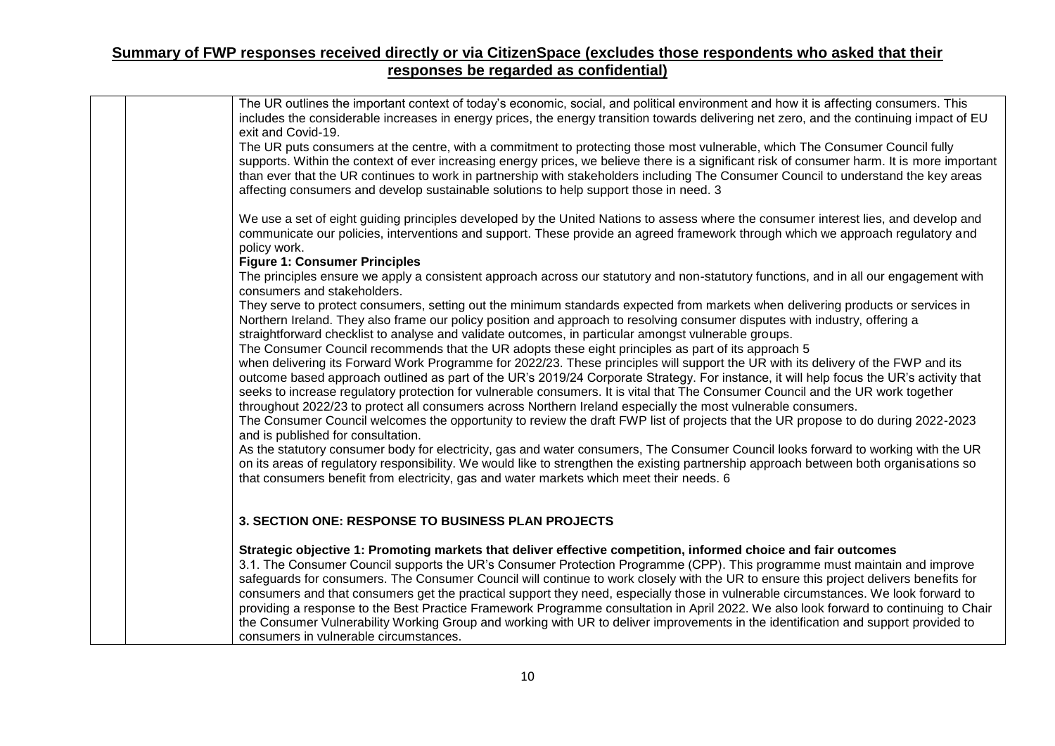## Summary of FWP responses received directly or via CitizenSpace (excludes those respondents who asked that their responses be regarded as confidential)

| | | |
|---|---|---|
| | | The UR outlines the important context of today's economic, social, and political environment and how it is affecting consumers. This includes the considerable increases in energy prices, the energy transition towards delivering net zero, and the continuing impact of EU exit and Covid-19.<br>The UR puts consumers at the centre, with a commitment to protecting those most vulnerable, which The Consumer Council fully supports. Within the context of ever increasing energy prices, we believe there is a significant risk of consumer harm. It is more important than ever that the UR continues to work in partnership with stakeholders including The Consumer Council to understand the key areas affecting consumers and develop sustainable solutions to help support those in need. 3<br><br>We use a set of eight guiding principles developed by the United Nations to assess where the consumer interest lies, and develop and communicate our policies, interventions and support. These provide an agreed framework through which we approach regulatory and policy work.<br>**Figure 1: Consumer Principles**<br>The principles ensure we apply a consistent approach across our statutory and non-statutory functions, and in all our engagement with consumers and stakeholders.<br>They serve to protect consumers, setting out the minimum standards expected from markets when delivering products or services in Northern Ireland. They also frame our policy position and approach to resolving consumer disputes with industry, offering a straightforward checklist to analyse and validate outcomes, in particular amongst vulnerable groups.<br>The Consumer Council recommends that the UR adopts these eight principles as part of its approach 5<br>when delivering its Forward Work Programme for 2022/23. These principles will support the UR with its delivery of the FWP and its outcome based approach outlined as part of the UR's 2019/24 Corporate Strategy. For instance, it will help focus the UR's activity that seeks to increase regulatory protection for vulnerable consumers. It is vital that The Consumer Council and the UR work together throughout 2022/23 to protect all consumers across Northern Ireland especially the most vulnerable consumers.<br>The Consumer Council welcomes the opportunity to review the draft FWP list of projects that the UR propose to do during 2022-2023 and is published for consultation.<br>As the statutory consumer body for electricity, gas and water consumers, The Consumer Council looks forward to working with the UR on its areas of regulatory responsibility. We would like to strengthen the existing partnership approach between both organisations so that consumers benefit from electricity, gas and water markets which meet their needs. 6<br><br><br>**3. SECTION ONE: RESPONSE TO BUSINESS PLAN PROJECTS**<br><br>**Strategic objective 1: Promoting markets that deliver effective competition, informed choice and fair outcomes**<br>3.1. The Consumer Council supports the UR's Consumer Protection Programme (CPP). This programme must maintain and improve safeguards for consumers. The Consumer Council will continue to work closely with the UR to ensure this project delivers benefits for consumers and that consumers get the practical support they need, especially those in vulnerable circumstances. We look forward to providing a response to the Best Practice Framework Programme consultation in April 2022. We also look forward to continuing to Chair the Consumer Vulnerability Working Group and working with UR to deliver improvements in the identification and support provided to consumers in vulnerable circumstances. |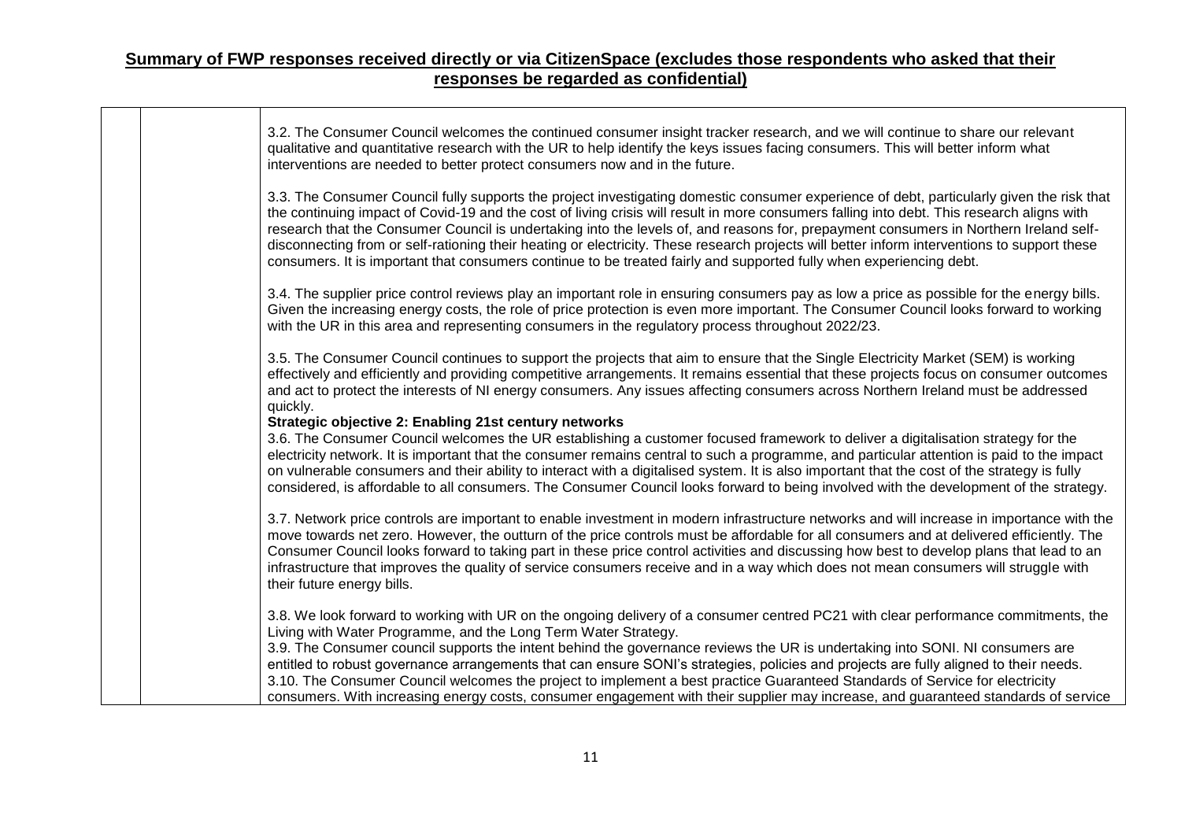## Summary of FWP responses received directly or via CitizenSpace (excludes those respondents who asked that their responses be regarded as confidential)

| | | |
|---|---|---|
| | | 3.2. The Consumer Council welcomes the continued consumer insight tracker research, and we will continue to share our relevant qualitative and quantitative research with the UR to help identify the keys issues facing consumers. This will better inform what interventions are needed to better protect consumers now and in the future.<br><br>3.3. The Consumer Council fully supports the project investigating domestic consumer experience of debt, particularly given the risk that the continuing impact of Covid-19 and the cost of living crisis will result in more consumers falling into debt. This research aligns with research that the Consumer Council is undertaking into the levels of, and reasons for, prepayment consumers in Northern Ireland self-disconnecting from or self-rationing their heating or electricity. These research projects will better inform interventions to support these consumers. It is important that consumers continue to be treated fairly and supported fully when experiencing debt.<br><br>3.4. The supplier price control reviews play an important role in ensuring consumers pay as low a price as possible for the energy bills. Given the increasing energy costs, the role of price protection is even more important. The Consumer Council looks forward to working with the UR in this area and representing consumers in the regulatory process throughout 2022/23.<br><br>3.5. The Consumer Council continues to support the projects that aim to ensure that the Single Electricity Market (SEM) is working effectively and efficiently and providing competitive arrangements. It remains essential that these projects focus on consumer outcomes and act to protect the interests of NI energy consumers. Any issues affecting consumers across Northern Ireland must be addressed quickly.<br>**Strategic objective 2: Enabling 21st century networks**<br>3.6. The Consumer Council welcomes the UR establishing a customer focused framework to deliver a digitalisation strategy for the electricity network. It is important that the consumer remains central to such a programme, and particular attention is paid to the impact on vulnerable consumers and their ability to interact with a digitalised system. It is also important that the cost of the strategy is fully considered, is affordable to all consumers. The Consumer Council looks forward to being involved with the development of the strategy.<br><br>3.7. Network price controls are important to enable investment in modern infrastructure networks and will increase in importance with the move towards net zero. However, the outturn of the price controls must be affordable for all consumers and at delivered efficiently. The Consumer Council looks forward to taking part in these price control activities and discussing how best to develop plans that lead to an infrastructure that improves the quality of service consumers receive and in a way which does not mean consumers will struggle with their future energy bills.<br><br>3.8. We look forward to working with UR on the ongoing delivery of a consumer centred PC21 with clear performance commitments, the Living with Water Programme, and the Long Term Water Strategy.<br>3.9. The Consumer council supports the intent behind the governance reviews the UR is undertaking into SONI. NI consumers are entitled to robust governance arrangements that can ensure SONI's strategies, policies and projects are fully aligned to their needs.<br>3.10. The Consumer Council welcomes the project to implement a best practice Guaranteed Standards of Service for electricity consumers. With increasing energy costs, consumer engagement with their supplier may increase, and guaranteed standards of service |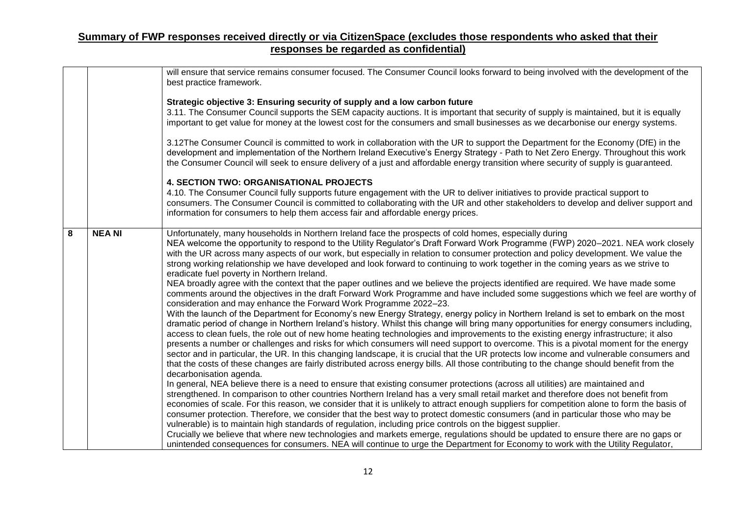**Summary of FWP responses received directly or via CitizenSpace (excludes those respondents who asked that their responses be regarded as confidential)**

| | | |
|---|---|---|
| | | will ensure that service remains consumer focused. The Consumer Council looks forward to being involved with the development of the best practice framework.<br><br>**Strategic objective 3: Ensuring security of supply and a low carbon future**<br>3.11. The Consumer Council supports the SEM capacity auctions. It is important that security of supply is maintained, but it is equally important to get value for money at the lowest cost for the consumers and small businesses as we decarbonise our energy systems.<br><br>3.12The Consumer Council is committed to work in collaboration with the UR to support the Department for the Economy (DfE) in the development and implementation of the Northern Ireland Executive's Energy Strategy - Path to Net Zero Energy. Throughout this work the Consumer Council will seek to ensure delivery of a just and affordable energy transition where security of supply is guaranteed.<br><br>**4. SECTION TWO: ORGANISATIONAL PROJECTS**<br>4.10. The Consumer Council fully supports future engagement with the UR to deliver initiatives to provide practical support to consumers. The Consumer Council is committed to collaborating with the UR and other stakeholders to develop and deliver support and information for consumers to help them access fair and affordable energy prices. |
| **8** | **NEA NI** | Unfortunately, many households in Northern Ireland face the prospects of cold homes, especially during<br>NEA welcome the opportunity to respond to the Utility Regulator's Draft Forward Work Programme (FWP) 2020–2021. NEA work closely with the UR across many aspects of our work, but especially in relation to consumer protection and policy development. We value the strong working relationship we have developed and look forward to continuing to work together in the coming years as we strive to eradicate fuel poverty in Northern Ireland.<br>NEA broadly agree with the context that the paper outlines and we believe the projects identified are required. We have made some comments around the objectives in the draft Forward Work Programme and have included some suggestions which we feel are worthy of consideration and may enhance the Forward Work Programme 2022–23.<br>With the launch of the Department for Economy's new Energy Strategy, energy policy in Northern Ireland is set to embark on the most dramatic period of change in Northern Ireland's history. Whilst this change will bring many opportunities for energy consumers including, access to clean fuels, the role out of new home heating technologies and improvements to the existing energy infrastructure; it also presents a number or challenges and risks for which consumers will need support to overcome. This is a pivotal moment for the energy sector and in particular, the UR. In this changing landscape, it is crucial that the UR protects low income and vulnerable consumers and that the costs of these changes are fairly distributed across energy bills. All those contributing to the change should benefit from the decarbonisation agenda.<br>In general, NEA believe there is a need to ensure that existing consumer protections (across all utilities) are maintained and strengthened. In comparison to other countries Northern Ireland has a very small retail market and therefore does not benefit from economies of scale. For this reason, we consider that it is unlikely to attract enough suppliers for competition alone to form the basis of consumer protection. Therefore, we consider that the best way to protect domestic consumers (and in particular those who may be vulnerable) is to maintain high standards of regulation, including price controls on the biggest supplier.<br>Crucially we believe that where new technologies and markets emerge, regulations should be updated to ensure there are no gaps or unintended consequences for consumers. NEA will continue to urge the Department for Economy to work with the Utility Regulator, |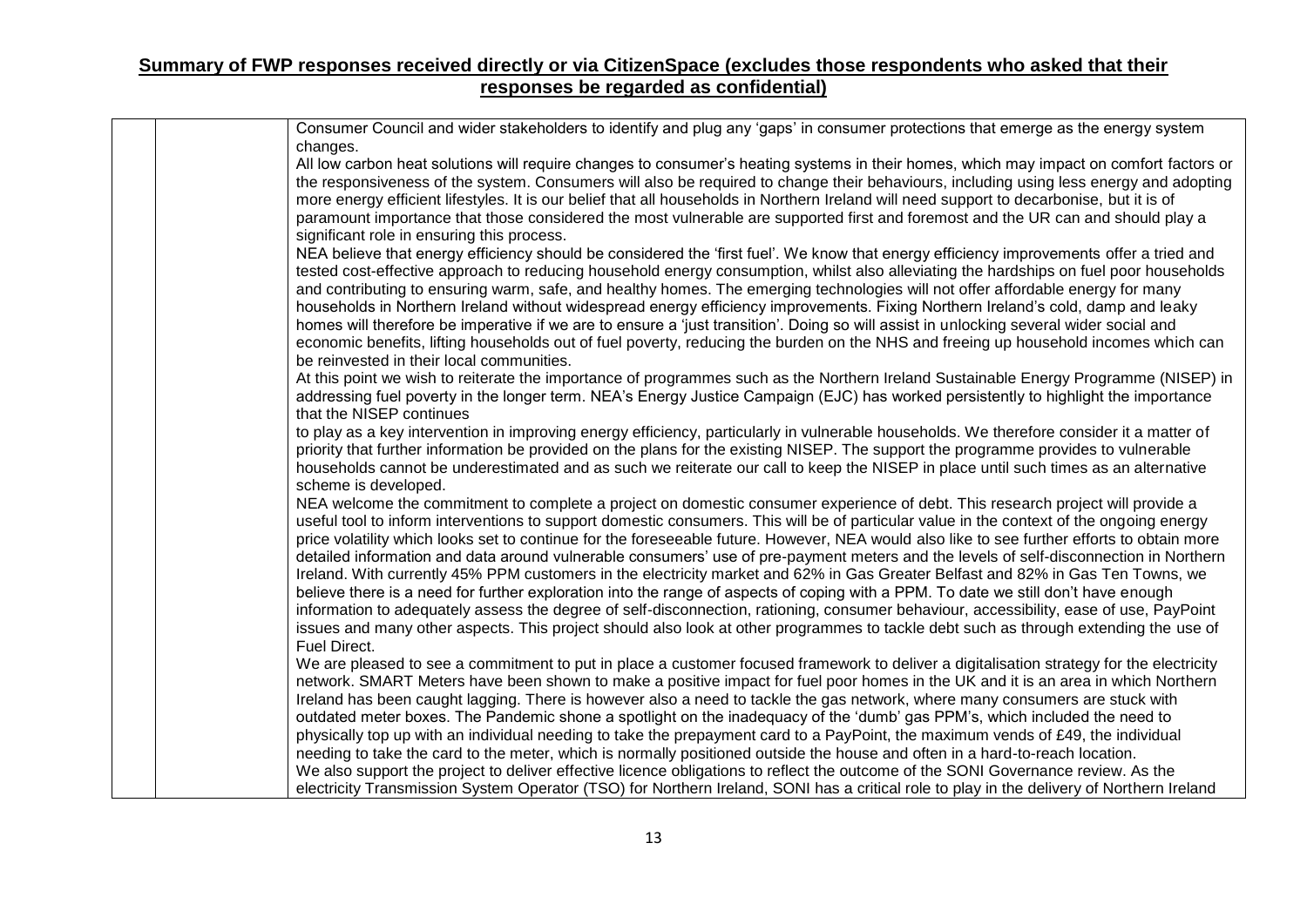## Summary of FWP responses received directly or via CitizenSpace (excludes those respondents who asked that their responses be regarded as confidential)

| | | |
|---|---|---|
| | | Consumer Council and wider stakeholders to identify and plug any 'gaps' in consumer protections that emerge as the energy system changes.<br>All low carbon heat solutions will require changes to consumer's heating systems in their homes, which may impact on comfort factors or the responsiveness of the system. Consumers will also be required to change their behaviours, including using less energy and adopting more energy efficient lifestyles. It is our belief that all households in Northern Ireland will need support to decarbonise, but it is of paramount importance that those considered the most vulnerable are supported first and foremost and the UR can and should play a significant role in ensuring this process.<br>NEA believe that energy efficiency should be considered the 'first fuel'. We know that energy efficiency improvements offer a tried and tested cost-effective approach to reducing household energy consumption, whilst also alleviating the hardships on fuel poor households and contributing to ensuring warm, safe, and healthy homes. The emerging technologies will not offer affordable energy for many households in Northern Ireland without widespread energy efficiency improvements. Fixing Northern Ireland's cold, damp and leaky homes will therefore be imperative if we are to ensure a 'just transition'. Doing so will assist in unlocking several wider social and economic benefits, lifting households out of fuel poverty, reducing the burden on the NHS and freeing up household incomes which can be reinvested in their local communities.<br>At this point we wish to reiterate the importance of programmes such as the Northern Ireland Sustainable Energy Programme (NISEP) in addressing fuel poverty in the longer term. NEA's Energy Justice Campaign (EJC) has worked persistently to highlight the importance that the NISEP continues<br>to play as a key intervention in improving energy efficiency, particularly in vulnerable households. We therefore consider it a matter of priority that further information be provided on the plans for the existing NISEP. The support the programme provides to vulnerable households cannot be underestimated and as such we reiterate our call to keep the NISEP in place until such times as an alternative scheme is developed.<br>NEA welcome the commitment to complete a project on domestic consumer experience of debt. This research project will provide a useful tool to inform interventions to support domestic consumers. This will be of particular value in the context of the ongoing energy price volatility which looks set to continue for the foreseeable future. However, NEA would also like to see further efforts to obtain more detailed information and data around vulnerable consumers' use of pre-payment meters and the levels of self-disconnection in Northern Ireland. With currently 45% PPM customers in the electricity market and 62% in Gas Greater Belfast and 82% in Gas Ten Towns, we believe there is a need for further exploration into the range of aspects of coping with a PPM. To date we still don't have enough information to adequately assess the degree of self-disconnection, rationing, consumer behaviour, accessibility, ease of use, PayPoint issues and many other aspects. This project should also look at other programmes to tackle debt such as through extending the use of Fuel Direct.<br>We are pleased to see a commitment to put in place a customer focused framework to deliver a digitalisation strategy for the electricity network. SMART Meters have been shown to make a positive impact for fuel poor homes in the UK and it is an area in which Northern Ireland has been caught lagging. There is however also a need to tackle the gas network, where many consumers are stuck with outdated meter boxes. The Pandemic shone a spotlight on the inadequacy of the 'dumb' gas PPM's, which included the need to physically top up with an individual needing to take the prepayment card to a PayPoint, the maximum vends of £49, the individual needing to take the card to the meter, which is normally positioned outside the house and often in a hard-to-reach location.<br>We also support the project to deliver effective licence obligations to reflect the outcome of the SONI Governance review. As the electricity Transmission System Operator (TSO) for Northern Ireland, SONI has a critical role to play in the delivery of Northern Ireland |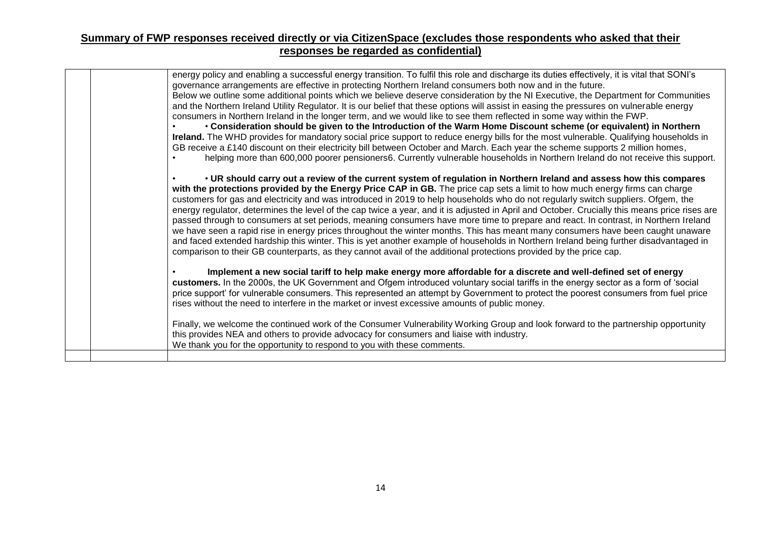**Summary of FWP responses received directly or via CitizenSpace (excludes those respondents who asked that their responses be regarded as confidential)**

| | | |
|---|---|---|
| | | energy policy and enabling a successful energy transition. To fulfil this role and discharge its duties effectively, it is vital that SONI's governance arrangements are effective in protecting Northern Ireland consumers both now and in the future.<br>Below we outline some additional points which we believe deserve consideration by the NI Executive, the Department for Communities and the Northern Ireland Utility Regulator. It is our belief that these options will assist in easing the pressures on vulnerable energy consumers in Northern Ireland in the longer term, and we would like to see them reflected in some way within the FWP.<br>• • **Consideration should be given to the Introduction of the Warm Home Discount scheme (or equivalent) in Northern Ireland.** The WHD provides for mandatory social price support to reduce energy bills for the most vulnerable. Qualifying households in GB receive a £140 discount on their electricity bill between October and March. Each year the scheme supports 2 million homes,<br>• helping more than 600,000 poorer pensioners6. Currently vulnerable households in Northern Ireland do not receive this support.<br><br>• • **UR should carry out a review of the current system of regulation in Northern Ireland and assess how this compares with the protections provided by the Energy Price CAP in GB.** The price cap sets a limit to how much energy firms can charge customers for gas and electricity and was introduced in 2019 to help households who do not regularly switch suppliers. Ofgem, the energy regulator, determines the level of the cap twice a year, and it is adjusted in April and October. Crucially this means price rises are passed through to consumers at set periods, meaning consumers have more time to prepare and react. In contrast, in Northern Ireland we have seen a rapid rise in energy prices throughout the winter months. This has meant many consumers have been caught unaware and faced extended hardship this winter. This is yet another example of households in Northern Ireland being further disadvantaged in comparison to their GB counterparts, as they cannot avail of the additional protections provided by the price cap.<br><br>• **Implement a new social tariff to help make energy more affordable for a discrete and well-defined set of energy customers.** In the 2000s, the UK Government and Ofgem introduced voluntary social tariffs in the energy sector as a form of 'social price support' for vulnerable consumers. This represented an attempt by Government to protect the poorest consumers from fuel price rises without the need to interfere in the market or invest excessive amounts of public money.<br><br>Finally, we welcome the continued work of the Consumer Vulnerability Working Group and look forward to the partnership opportunity this provides NEA and others to provide advocacy for consumers and liaise with industry.<br>We thank you for the opportunity to respond to you with these comments. |
| | | |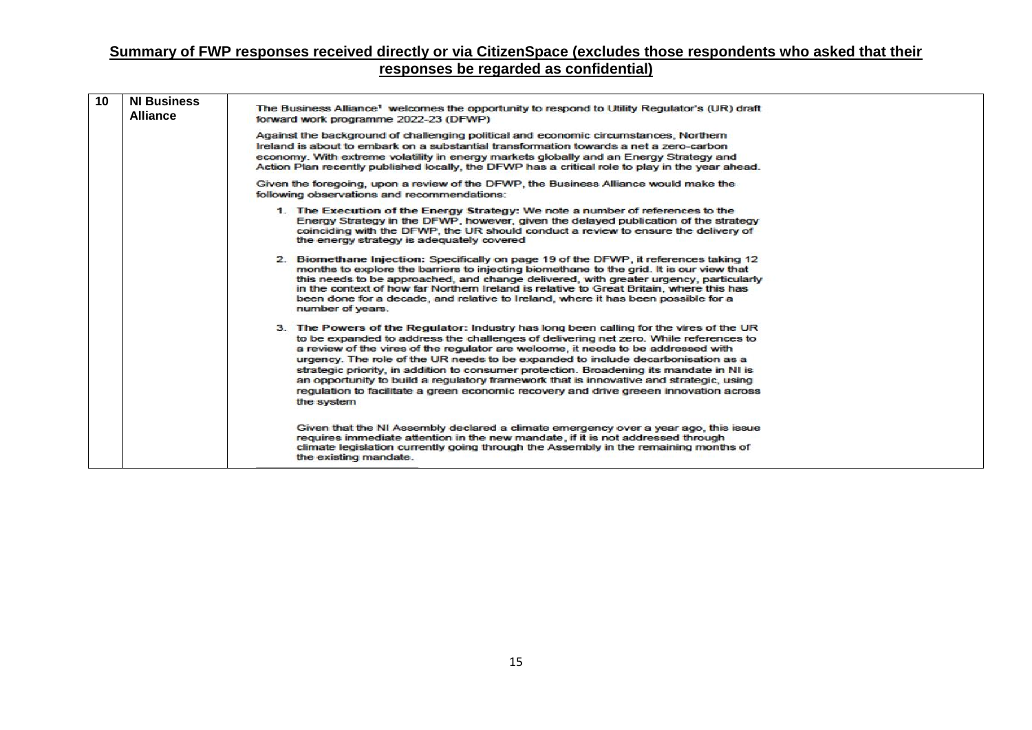**Summary of FWP responses received directly or via CitizenSpace (excludes those respondents who asked that their responses be regarded as confidential)**

| | | |
|---|---|---|
| 10 | NI Business Alliance | The Business Alliance[1] welcomes the opportunity to respond to Utility Regulator's (UR) draft forward work programme 2022-23 (DFWP)<br><br>Against the background of challenging political and economic circumstances, Northern Ireland is about to embark on a substantial transformation towards a net a zero-carbon economy. With extreme volatility in energy markets globally and an Energy Strategy and Action Plan recently published locally, the DFWP has a critical role to play in the year ahead.<br><br>Given the foregoing, upon a review of the DFWP, the Business Alliance would make the following observations and recommendations:<br><br>1. **The Execution of the Energy Strategy:** We note a number of references to the Energy Strategy in the DFWP, however, given the delayed publication of the strategy coinciding with the DFWP, the UR should conduct a review to ensure the delivery of the energy strategy is adequately covered<br><br>2. **Biomethane Injection:** Specifically on page 19 of the DFWP, it references taking 12 months to explore the barriers to injecting biomethane to the grid. It is our view that this needs to be approached, and change delivered, with greater urgency, particularly in the context of how far Northern Ireland is relative to Great Britain, where this has been done for a decade, and relative to Ireland, where it has been possible for a number of years.<br><br>3. **The Powers of the Regulator:** Industry has long been calling for the vires of the UR to be expanded to address the challenges of delivering net zero. While references to a review of the vires of the regulator are welcome, it needs to be addressed with urgency. The role of the UR needs to be expanded to include decarbonisation as a strategic priority, in addition to consumer protection. Broadening its mandate in NI is an opportunity to build a regulatory framework that is innovative and strategic, using regulation to facilitate a green economic recovery and drive greeen innovation across the system<br><br>Given that the NI Assembly declared a climate emergency over a year ago, this issue requires immediate attention in the new mandate, if it is not addressed through climate legislation currently going through the Assembly in the remaining months of the existing mandate. |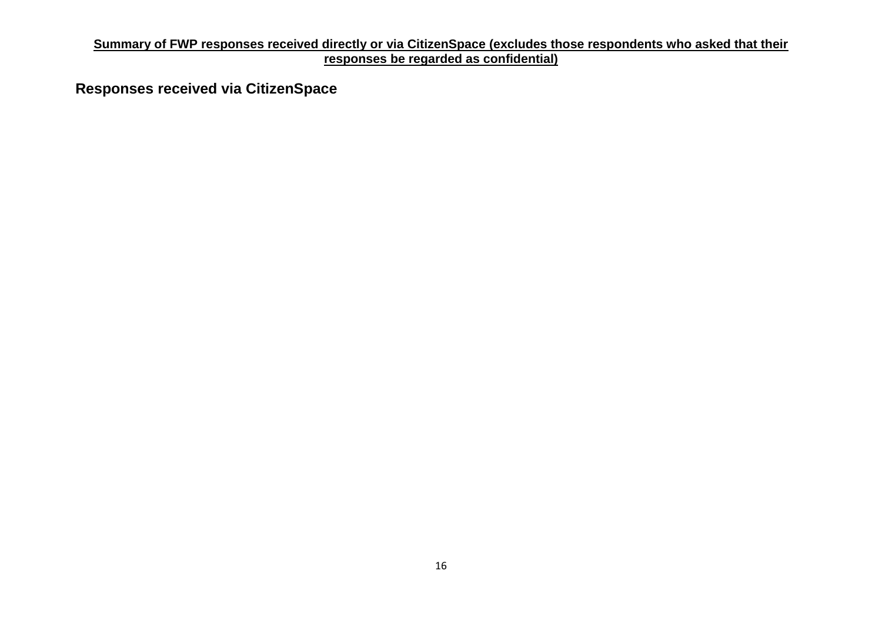**Summary of FWP responses received directly or via CitizenSpace (excludes those respondents who asked that their responses be regarded as confidential)**

## Responses received via CitizenSpace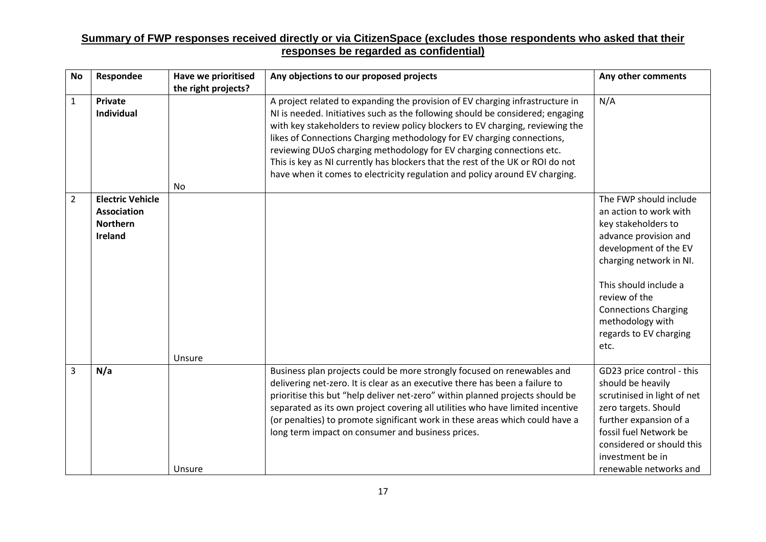**Summary of FWP responses received directly or via CitizenSpace (excludes those respondents who asked that their responses be regarded as confidential)**

| No | Respondee | Have we prioritised the right projects? | Any objections to our proposed projects | Any other comments |
|---|---|---|---|---|
| 1 | **Private Individual** | No | A project related to expanding the provision of EV charging infrastructure in NI is needed. Initiatives such as the following should be considered; engaging with key stakeholders to review policy blockers to EV charging, reviewing the likes of Connections Charging methodology for EV charging connections, reviewing DUoS charging methodology for EV charging connections etc. This is key as NI currently has blockers that the rest of the UK or ROI do not have when it comes to electricity regulation and policy around EV charging. | N/A |
| 2 | **Electric Vehicle Association Northern Ireland** | Unsure | | The FWP should include an action to work with key stakeholders to advance provision and development of the EV charging network in NI.<br><br>This should include a review of the Connections Charging methodology with regards to EV charging etc. |
| 3 | **N/a** | Unsure | Business plan projects could be more strongly focused on renewables and delivering net-zero. It is clear as an executive there has been a failure to prioritise this but "help deliver net-zero" within planned projects should be separated as its own project covering all utilities who have limited incentive (or penalties) to promote significant work in these areas which could have a long term impact on consumer and business prices. | GD23 price control - this should be heavily scrutinised in light of net zero targets. Should further expansion of a fossil fuel Network be considered or should this investment be in renewable networks and |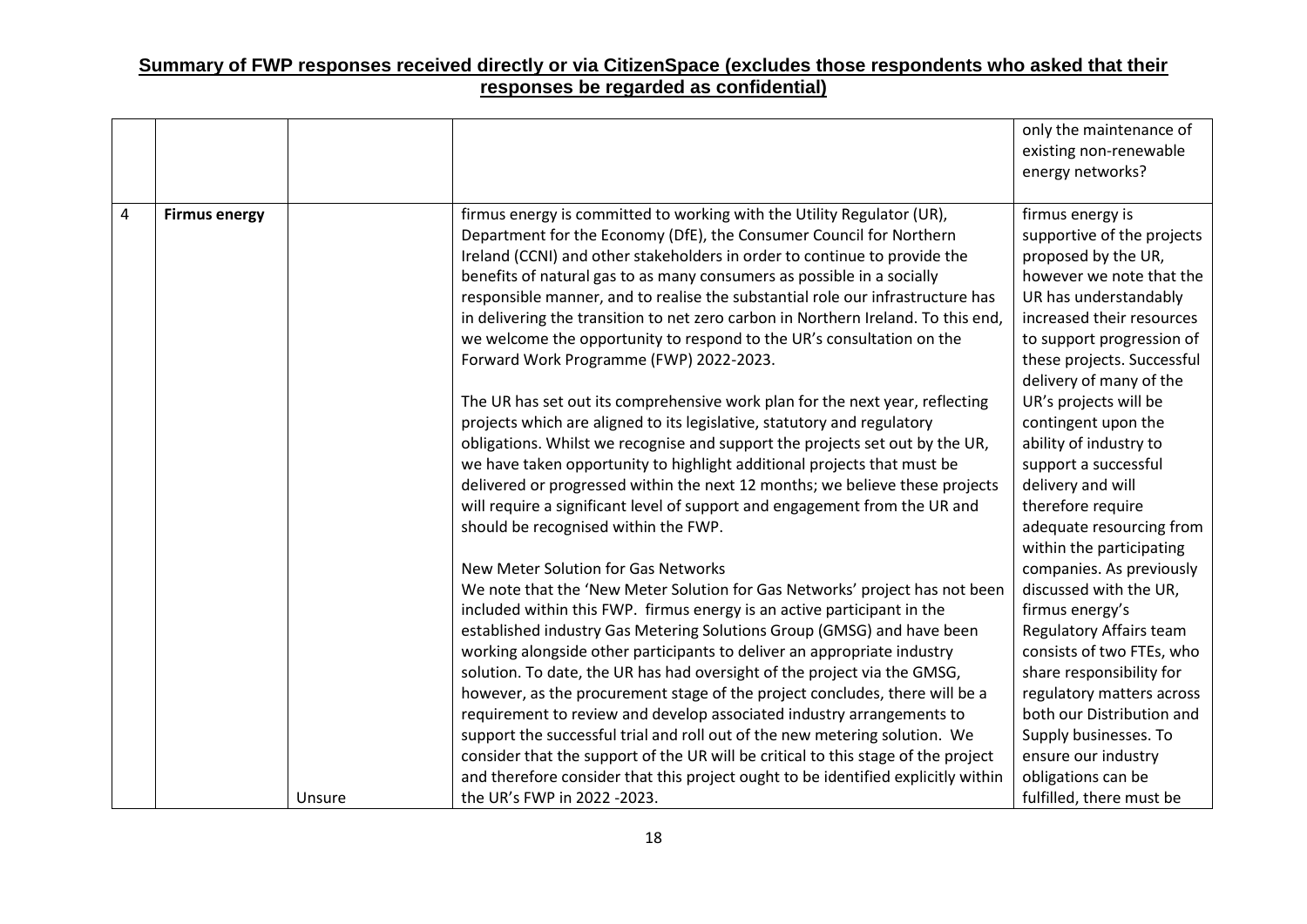**Summary of FWP responses received directly or via CitizenSpace (excludes those respondents who asked that their responses be regarded as confidential)**

| | | | | |
|---|---|---|---|---|
| | | | | only the maintenance of existing non-renewable energy networks? |
| 4 | **Firmus energy** | Unsure | firmus energy is committed to working with the Utility Regulator (UR), Department for the Economy (DfE), the Consumer Council for Northern Ireland (CCNI) and other stakeholders in order to continue to provide the benefits of natural gas to as many consumers as possible in a socially responsible manner, and to realise the substantial role our infrastructure has in delivering the transition to net zero carbon in Northern Ireland. To this end, we welcome the opportunity to respond to the UR's consultation on the Forward Work Programme (FWP) 2022-2023.<br><br>The UR has set out its comprehensive work plan for the next year, reflecting projects which are aligned to its legislative, statutory and regulatory obligations. Whilst we recognise and support the projects set out by the UR, we have taken opportunity to highlight additional projects that must be delivered or progressed within the next 12 months; we believe these projects will require a significant level of support and engagement from the UR and should be recognised within the FWP.<br><br>New Meter Solution for Gas Networks<br>We note that the 'New Meter Solution for Gas Networks' project has not been included within this FWP. firmus energy is an active participant in the established industry Gas Metering Solutions Group (GMSG) and have been working alongside other participants to deliver an appropriate industry solution. To date, the UR has had oversight of the project via the GMSG, however, as the procurement stage of the project concludes, there will be a requirement to review and develop associated industry arrangements to support the successful trial and roll out of the new metering solution. We consider that the support of the UR will be critical to this stage of the project and therefore consider that this project ought to be identified explicitly within the UR's FWP in 2022 -2023. | firmus energy is supportive of the projects proposed by the UR, however we note that the UR has understandably increased their resources to support progression of these projects. Successful delivery of many of the UR's projects will be contingent upon the ability of industry to support a successful delivery and will therefore require adequate resourcing from within the participating companies. As previously discussed with the UR, firmus energy's Regulatory Affairs team consists of two FTEs, who share responsibility for regulatory matters across both our Distribution and Supply businesses. To ensure our industry obligations can be fulfilled, there must be |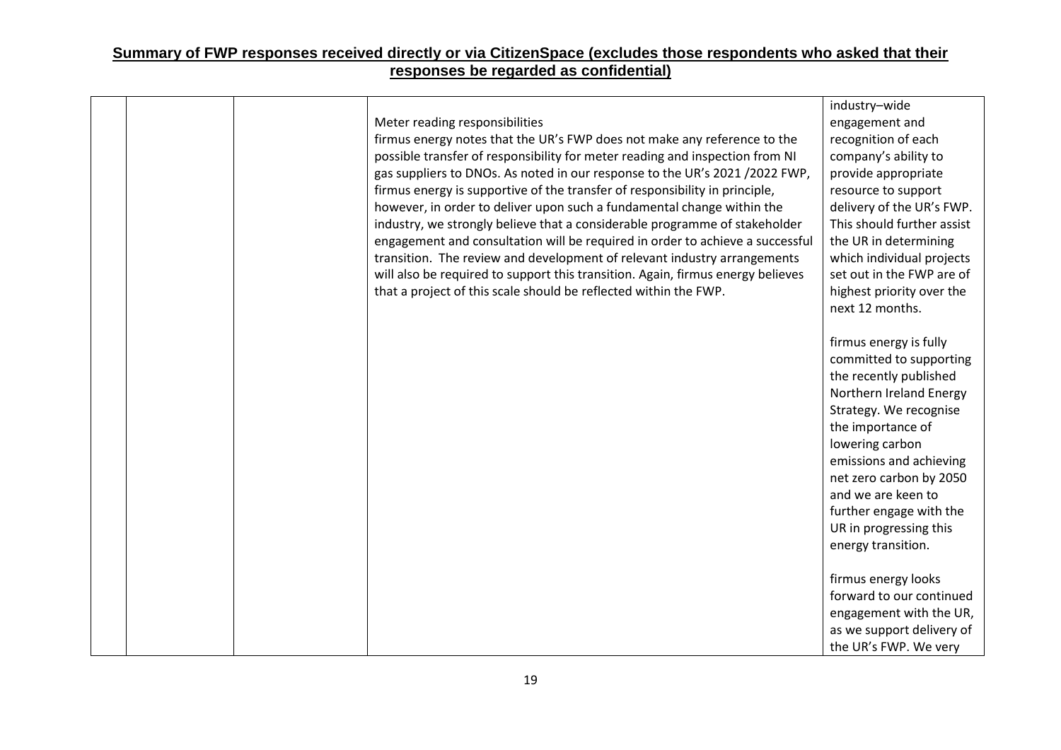## Summary of FWP responses received directly or via CitizenSpace (excludes those respondents who asked that their responses be regarded as confidential)

| | | | | |
|---|---|---|---|---|
| | | | Meter reading responsibilities<br>firmus energy notes that the UR's FWP does not make any reference to the possible transfer of responsibility for meter reading and inspection from NI gas suppliers to DNOs. As noted in our response to the UR's 2021 /2022 FWP, firmus energy is supportive of the transfer of responsibility in principle, however, in order to deliver upon such a fundamental change within the industry, we strongly believe that a considerable programme of stakeholder engagement and consultation will be required in order to achieve a successful transition. The review and development of relevant industry arrangements will also be required to support this transition. Again, firmus energy believes that a project of this scale should be reflected within the FWP. | industry–wide engagement and recognition of each company's ability to provide appropriate resource to support delivery of the UR's FWP. This should further assist the UR in determining which individual projects set out in the FWP are of highest priority over the next 12 months.<br><br>firmus energy is fully committed to supporting the recently published Northern Ireland Energy Strategy. We recognise the importance of lowering carbon emissions and achieving net zero carbon by 2050 and we are keen to further engage with the UR in progressing this energy transition.<br><br>firmus energy looks forward to our continued engagement with the UR, as we support delivery of the UR's FWP. We very |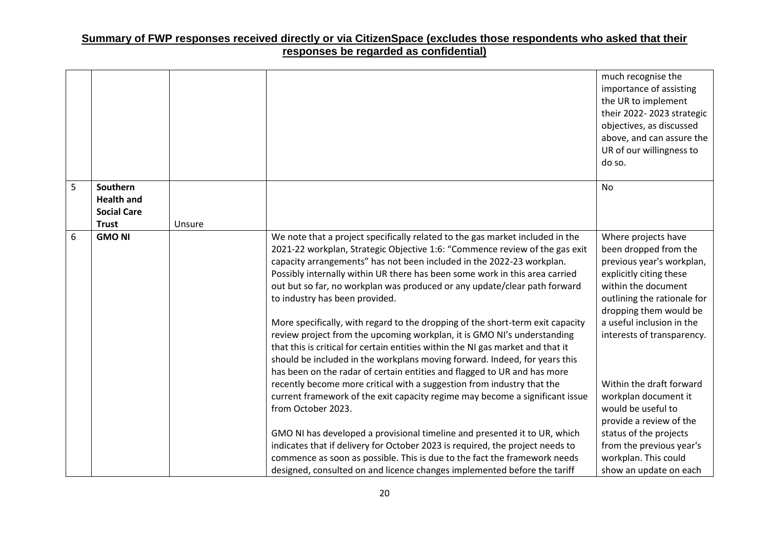## Summary of FWP responses received directly or via CitizenSpace (excludes those respondents who asked that their responses be regarded as confidential)

| | | | | |
|---|---|---|---|---|
| | | | | much recognise the importance of assisting the UR to implement their 2022- 2023 strategic objectives, as discussed above, and can assure the UR of our willingness to do so. |
| 5 | **Southern Health and Social Care Trust** | Unsure | | No |
| 6 | **GMO NI** | | We note that a project specifically related to the gas market included in the 2021-22 workplan, Strategic Objective 1:6: "Commence review of the gas exit capacity arrangements" has not been included in the 2022-23 workplan. Possibly internally within UR there has been some work in this area carried out but so far, no workplan was produced or any update/clear path forward to industry has been provided.<br><br>More specifically, with regard to the dropping of the short-term exit capacity review project from the upcoming workplan, it is GMO NI's understanding that this is critical for certain entities within the NI gas market and that it should be included in the workplans moving forward. Indeed, for years this has been on the radar of certain entities and flagged to UR and has more recently become more critical with a suggestion from industry that the current framework of the exit capacity regime may become a significant issue from October 2023.<br><br>GMO NI has developed a provisional timeline and presented it to UR, which indicates that if delivery for October 2023 is required, the project needs to commence as soon as possible. This is due to the fact the framework needs designed, consulted on and licence changes implemented before the tariff | Where projects have been dropped from the previous year's workplan, explicitly citing these within the document outlining the rationale for dropping them would be a useful inclusion in the interests of transparency.<br><br>Within the draft forward workplan document it would be useful to provide a review of the status of the projects from the previous year's workplan. This could show an update on each |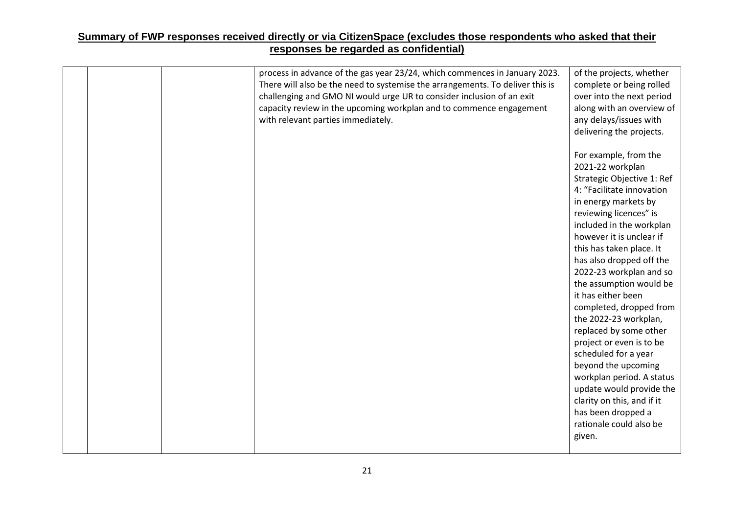## Summary of FWP responses received directly or via CitizenSpace (excludes those respondents who asked that their responses be regarded as confidential)

| | | | | |
|---|---|---|---|---|
| | | | process in advance of the gas year 23/24, which commences in January 2023. There will also be the need to systemise the arrangements. To deliver this is challenging and GMO NI would urge UR to consider inclusion of an exit capacity review in the upcoming workplan and to commence engagement with relevant parties immediately. | of the projects, whether complete or being rolled over into the next period along with an overview of any delays/issues with delivering the projects.<br><br>For example, from the 2021-22 workplan Strategic Objective 1: Ref 4: "Facilitate innovation in energy markets by reviewing licences" is included in the workplan however it is unclear if this has taken place. It has also dropped off the 2022-23 workplan and so the assumption would be it has either been completed, dropped from the 2022-23 workplan, replaced by some other project or even is to be scheduled for a year beyond the upcoming workplan period. A status update would provide the clarity on this, and if it has been dropped a rationale could also be given. |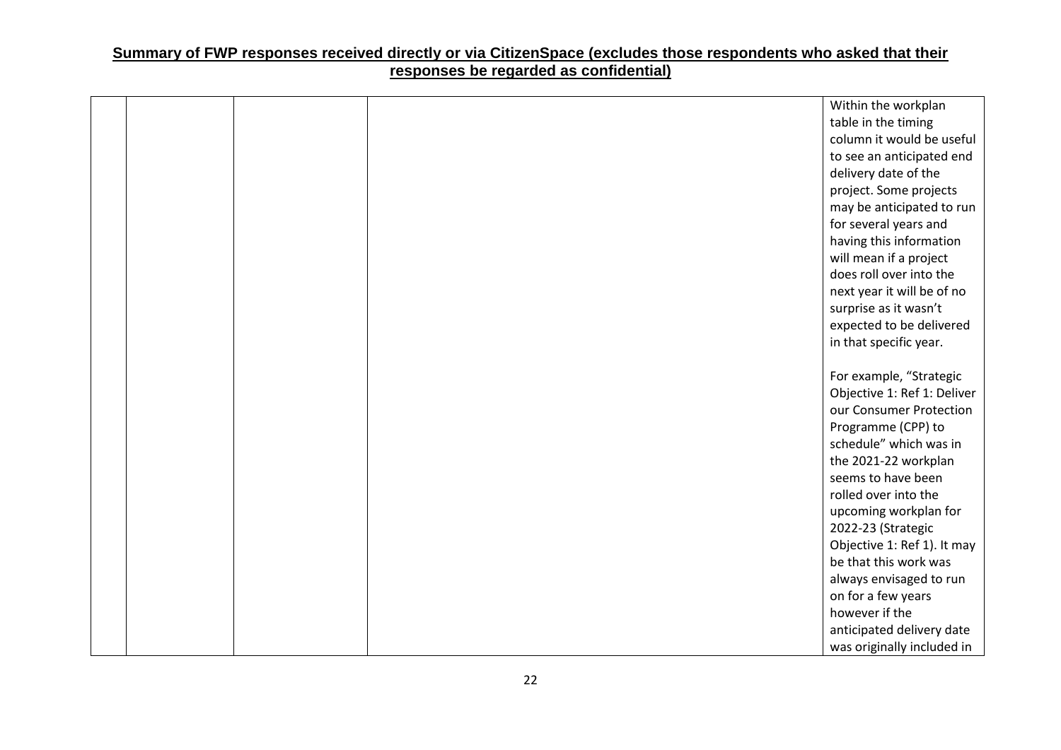**Summary of FWP responses received directly or via CitizenSpace (excludes those respondents who asked that their responses be regarded as confidential)**

| | | | | |
|---|---|---|---|---|
| | | | | Within the workplan table in the timing column it would be useful to see an anticipated end delivery date of the project. Some projects may be anticipated to run for several years and having this information will mean if a project does roll over into the next year it will be of no surprise as it wasn't expected to be delivered in that specific year.<br><br>For example, "Strategic Objective 1: Ref 1: Deliver our Consumer Protection Programme (CPP) to schedule" which was in the 2021-22 workplan seems to have been rolled over into the upcoming workplan for 2022-23 (Strategic Objective 1: Ref 1). It may be that this work was always envisaged to run on for a few years however if the anticipated delivery date was originally included in |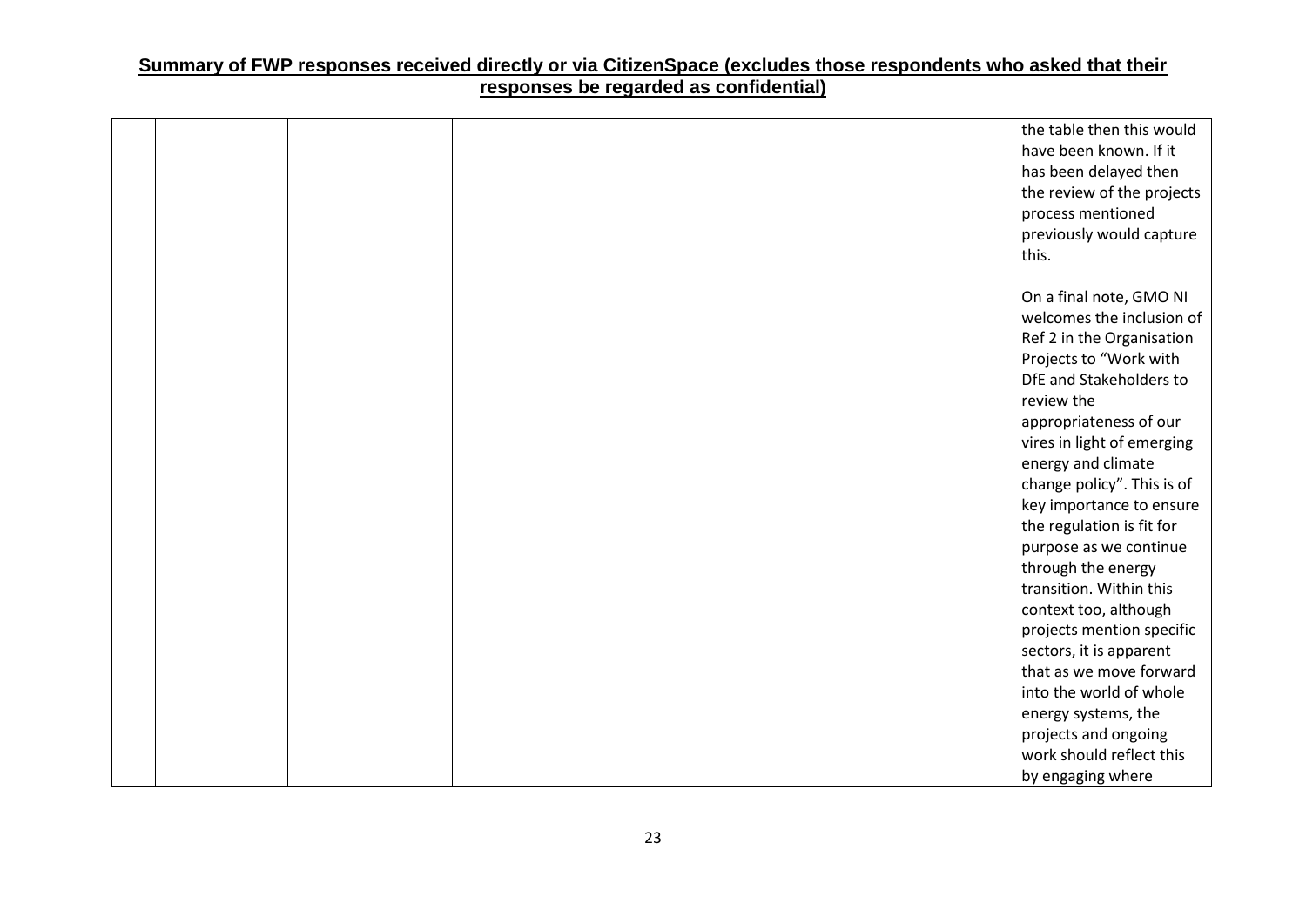## Summary of FWP responses received directly or via CitizenSpace (excludes those respondents who asked that their responses be regarded as confidential)

| | | | | |
|---|---|---|---|---|
| | | | | the table then this would have been known. If it has been delayed then the review of the projects process mentioned previously would capture this.<br><br>On a final note, GMO NI welcomes the inclusion of Ref 2 in the Organisation Projects to "Work with DfE and Stakeholders to review the appropriateness of our vires in light of emerging energy and climate change policy". This is of key importance to ensure the regulation is fit for purpose as we continue through the energy transition. Within this context too, although projects mention specific sectors, it is apparent that as we move forward into the world of whole energy systems, the projects and ongoing work should reflect this by engaging where |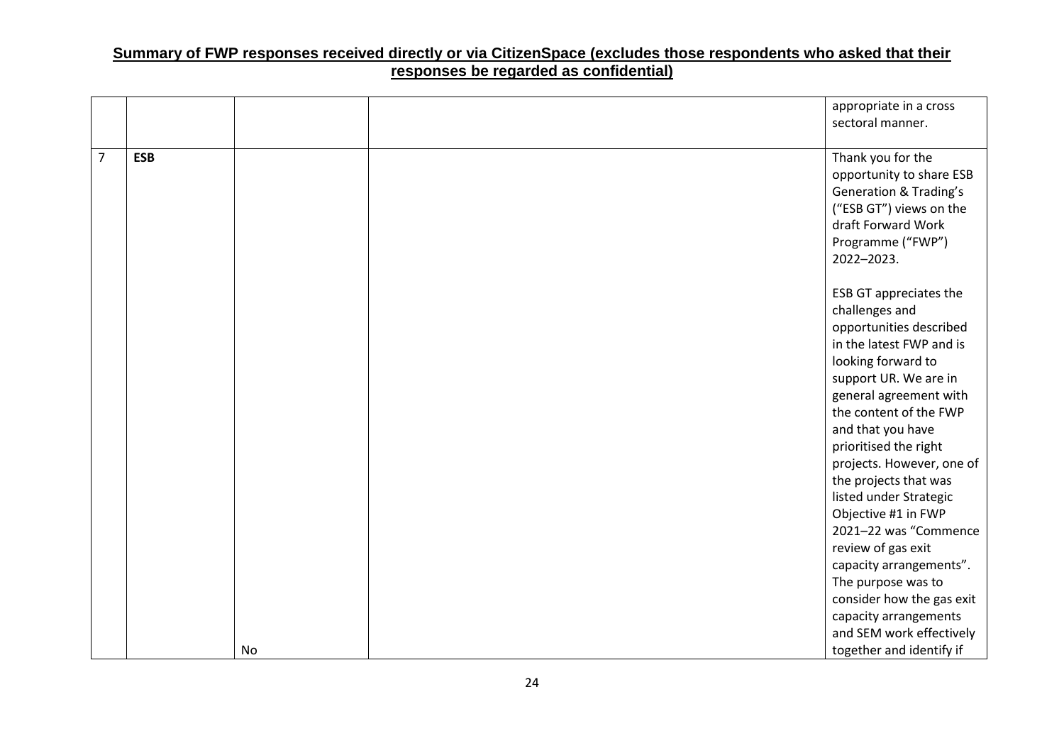**Summary of FWP responses received directly or via CitizenSpace (excludes those respondents who asked that their responses be regarded as confidential)**

| | | | | |
|---|---|---|---|---|
| | | | | appropriate in a cross sectoral manner. |
| 7 | **ESB** | No | | Thank you for the opportunity to share ESB Generation & Trading's ("ESB GT") views on the draft Forward Work Programme ("FWP") 2022–2023.<br><br>ESB GT appreciates the challenges and opportunities described in the latest FWP and is looking forward to support UR. We are in general agreement with the content of the FWP and that you have prioritised the right projects. However, one of the projects that was listed under Strategic Objective #1 in FWP 2021–22 was "Commence review of gas exit capacity arrangements". The purpose was to consider how the gas exit capacity arrangements and SEM work effectively together and identify if |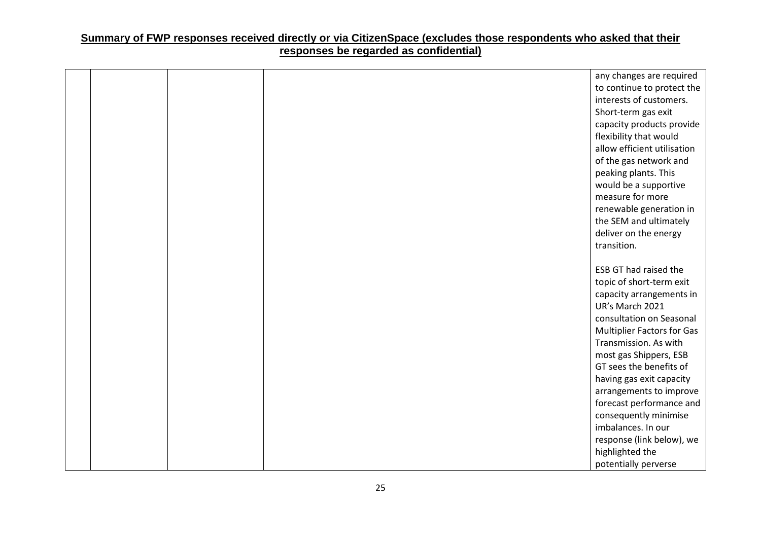## Summary of FWP responses received directly or via CitizenSpace (excludes those respondents who asked that their responses be regarded as confidential)

| | | | | |
|---|---|---|---|---|
| | | | | any changes are required to continue to protect the interests of customers. Short-term gas exit capacity products provide flexibility that would allow efficient utilisation of the gas network and peaking plants. This would be a supportive measure for more renewable generation in the SEM and ultimately deliver on the energy transition.<br><br>ESB GT had raised the topic of short-term exit capacity arrangements in UR's March 2021 consultation on Seasonal Multiplier Factors for Gas Transmission. As with most gas Shippers, ESB GT sees the benefits of having gas exit capacity arrangements to improve forecast performance and consequently minimise imbalances. In our response (link below), we highlighted the potentially perverse |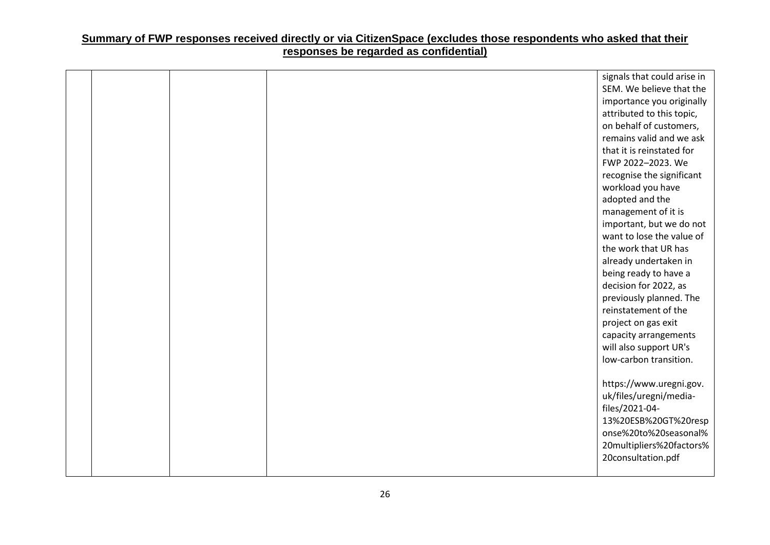## Summary of FWP responses received directly or via CitizenSpace (excludes those respondents who asked that their responses be regarded as confidential)

| | | | | |
|---|---|---|---|---|
| | | | | signals that could arise in SEM. We believe that the importance you originally attributed to this topic, on behalf of customers, remains valid and we ask that it is reinstated for FWP 2022–2023. We recognise the significant workload you have adopted and the management of it is important, but we do not want to lose the value of the work that UR has already undertaken in being ready to have a decision for 2022, as previously planned. The reinstatement of the project on gas exit capacity arrangements will also support UR's low-carbon transition.<br><br>https://www.uregni.gov.uk/files/uregni/media-files/2021-04-13%20ESB%20GT%20response%20to%20seasonal%20multipliers%20factors%20consultation.pdf |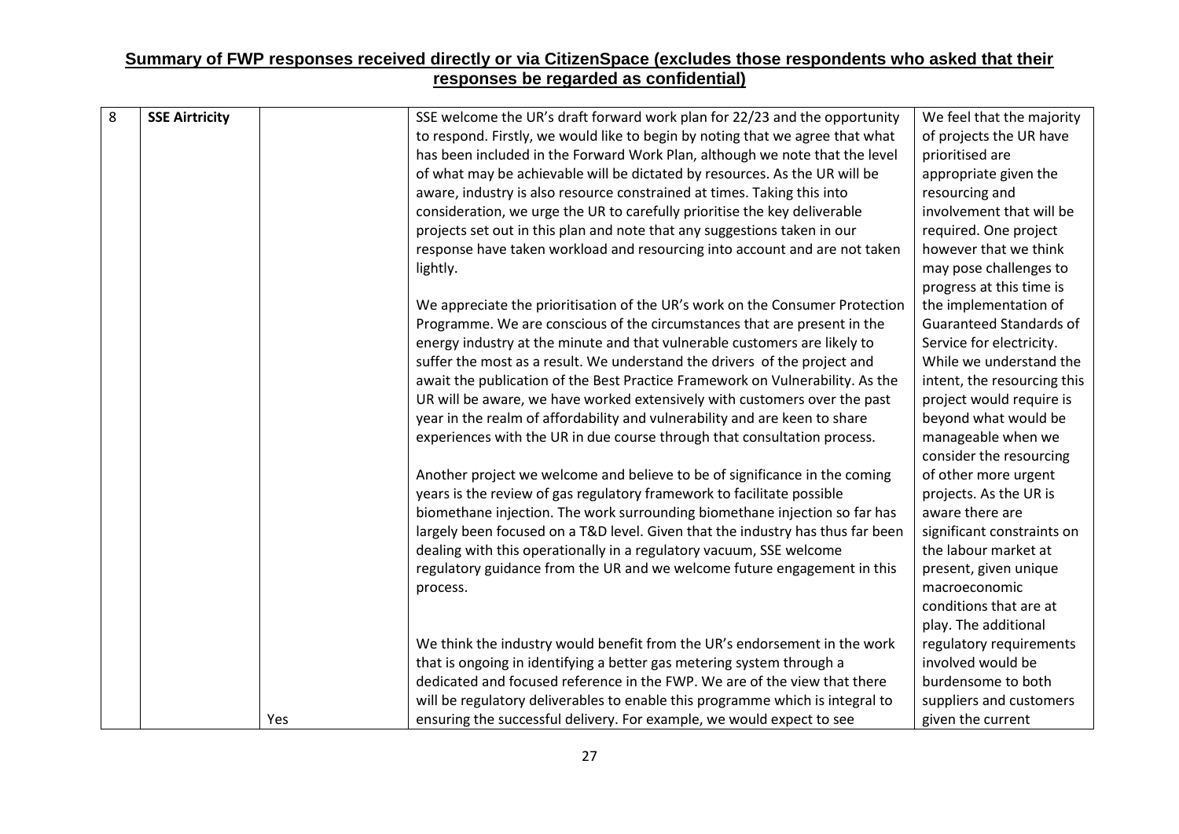## Summary of FWP responses received directly or via CitizenSpace (excludes those respondents who asked that their responses be regarded as confidential)

| | | | | |
|---|---|---|---|---|
| 8 | **SSE Airtricity** | Yes | SSE welcome the UR's draft forward work plan for 22/23 and the opportunity to respond. Firstly, we would like to begin by noting that we agree that what has been included in the Forward Work Plan, although we note that the level of what may be achievable will be dictated by resources. As the UR will be aware, industry is also resource constrained at times. Taking this into consideration, we urge the UR to carefully prioritise the key deliverable projects set out in this plan and note that any suggestions taken in our response have taken workload and resourcing into account and are not taken lightly.<br><br>We appreciate the prioritisation of the UR's work on the Consumer Protection Programme. We are conscious of the circumstances that are present in the energy industry at the minute and that vulnerable customers are likely to suffer the most as a result. We understand the drivers of the project and await the publication of the Best Practice Framework on Vulnerability. As the UR will be aware, we have worked extensively with customers over the past year in the realm of affordability and vulnerability and are keen to share experiences with the UR in due course through that consultation process.<br><br>Another project we welcome and believe to be of significance in the coming years is the review of gas regulatory framework to facilitate possible biomethane injection. The work surrounding biomethane injection so far has largely been focused on a T&D level. Given that the industry has thus far been dealing with this operationally in a regulatory vacuum, SSE welcome regulatory guidance from the UR and we welcome future engagement in this process.<br><br>We think the industry would benefit from the UR's endorsement in the work that is ongoing in identifying a better gas metering system through a dedicated and focused reference in the FWP. We are of the view that there will be regulatory deliverables to enable this programme which is integral to ensuring the successful delivery. For example, we would expect to see | We feel that the majority of projects the UR have prioritised are appropriate given the resourcing and involvement that will be required. One project however that we think may pose challenges to progress at this time is the implementation of Guaranteed Standards of Service for electricity. While we understand the intent, the resourcing this project would require is beyond what would be manageable when we consider the resourcing of other more urgent projects. As the UR is aware there are significant constraints on the labour market at present, given unique macroeconomic conditions that are at play. The additional regulatory requirements involved would be burdensome to both suppliers and customers given the current |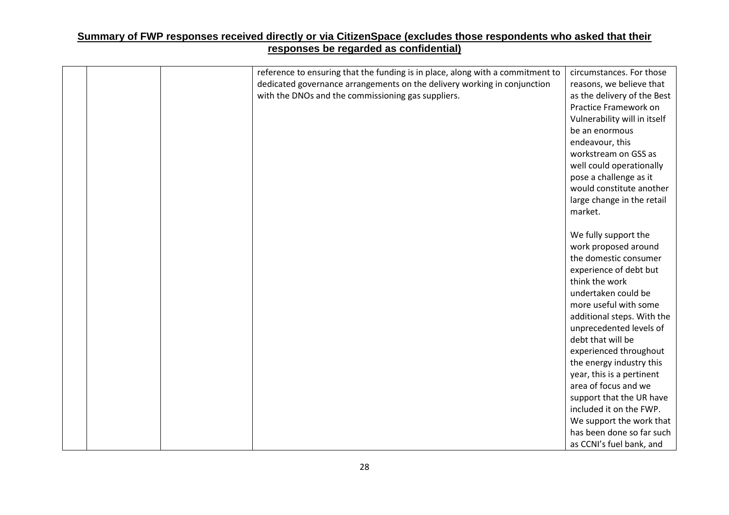**Summary of FWP responses received directly or via CitizenSpace (excludes those respondents who asked that their responses be regarded as confidential)**

| | | | | |
|---|---|---|---|---|
| | | | reference to ensuring that the funding is in place, along with a commitment to dedicated governance arrangements on the delivery working in conjunction with the DNOs and the commissioning gas suppliers. | circumstances. For those reasons, we believe that as the delivery of the Best Practice Framework on Vulnerability will in itself be an enormous endeavour, this workstream on GSS as well could operationally pose a challenge as it would constitute another large change in the retail market.<br><br>We fully support the work proposed around the domestic consumer experience of debt but think the work undertaken could be more useful with some additional steps. With the unprecedented levels of debt that will be experienced throughout the energy industry this year, this is a pertinent area of focus and we support that the UR have included it on the FWP. We support the work that has been done so far such as CCNI's fuel bank, and |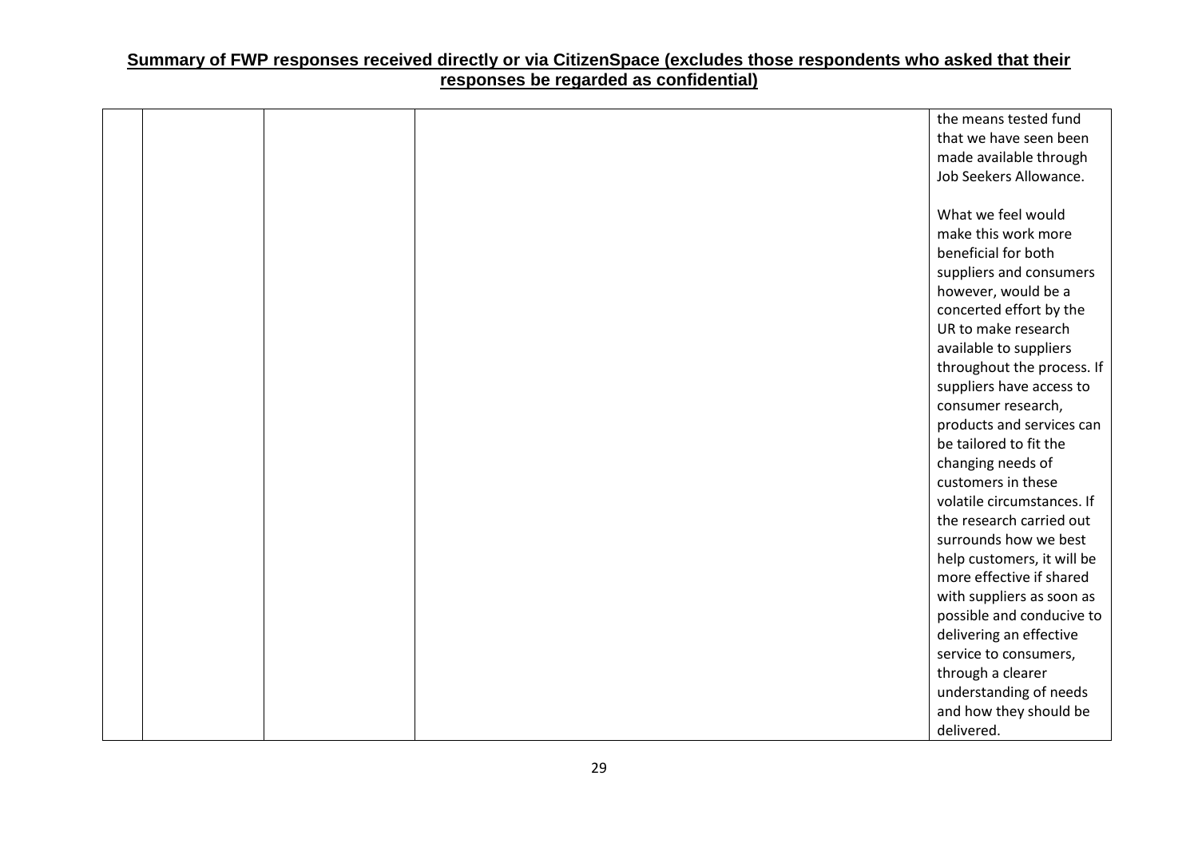## Summary of FWP responses received directly or via CitizenSpace (excludes those respondents who asked that their responses be regarded as confidential)

| | | | | |
|---|---|---|---|---|
| | | | | the means tested fund that we have seen been made available through Job Seekers Allowance.<br><br>What we feel would make this work more beneficial for both suppliers and consumers however, would be a concerted effort by the UR to make research available to suppliers throughout the process. If suppliers have access to consumer research, products and services can be tailored to fit the changing needs of customers in these volatile circumstances. If the research carried out surrounds how we best help customers, it will be more effective if shared with suppliers as soon as possible and conducive to delivering an effective service to consumers, through a clearer understanding of needs and how they should be delivered. |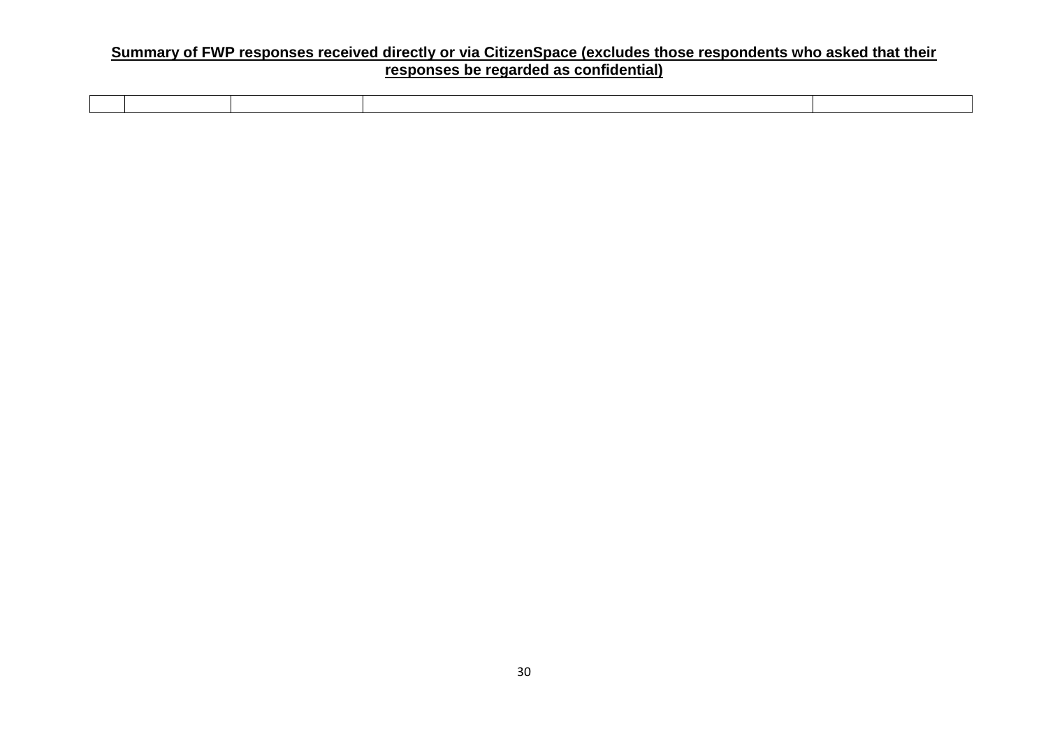**Summary of FWP responses received directly or via CitizenSpace (excludes those respondents who asked that their responses be regarded as confidential)**

| | | | | |
|---|---|---|---|---|
| | | | | |